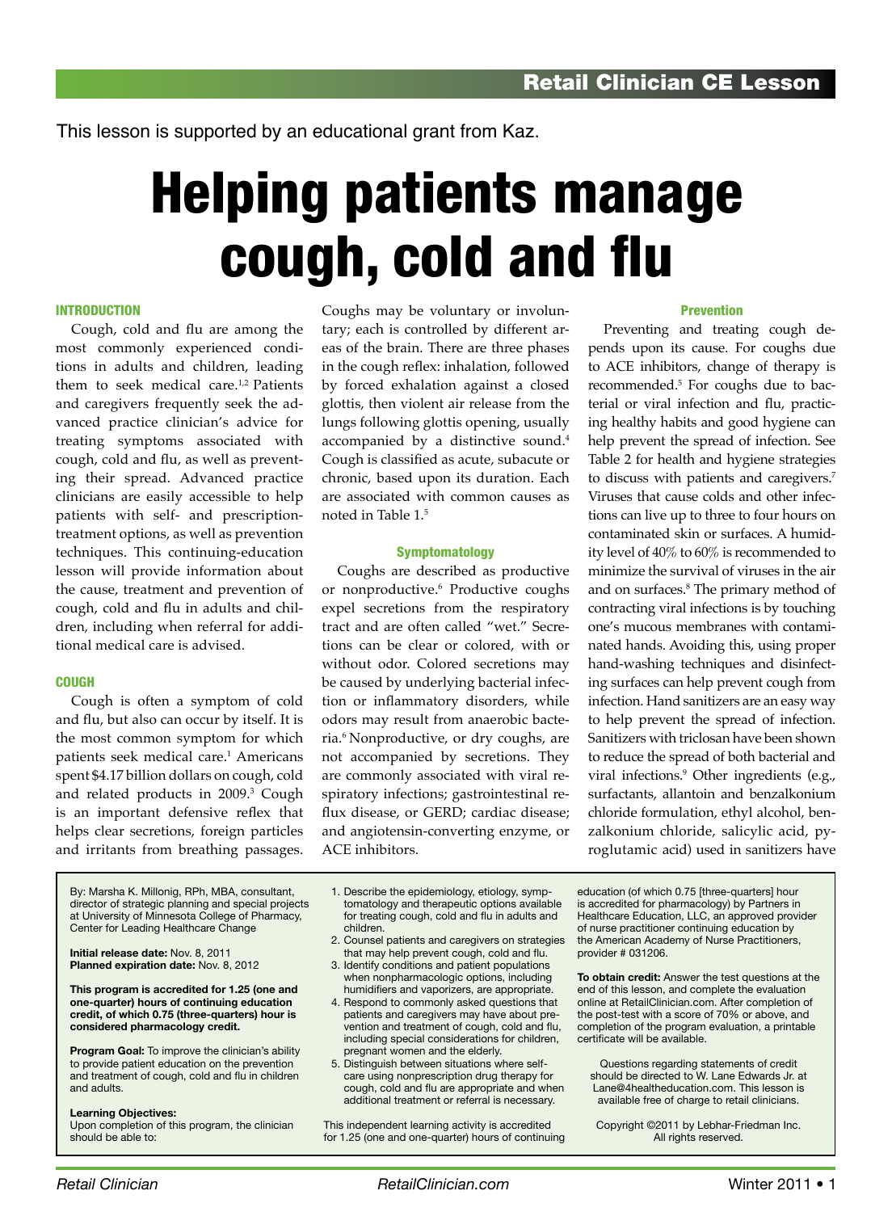This lesson is supported by an educational grant from Kaz.

# Helping patients manage cough, cold and flu

## INTRODUCTION

Cough, cold and flu are among the most commonly experienced conditions in adults and children, leading them to seek medical care.[1,2] Patients and caregivers frequently seek the advanced practice clinician's advice for treating symptoms associated with cough, cold and flu, as well as preventing their spread. Advanced practice clinicians are easily accessible to help patients with self- and prescription-treatment options, as well as prevention techniques. This continuing-education lesson will provide information about the cause, treatment and prevention of cough, cold and flu in adults and children, including when referral for additional medical care is advised.

## COUGH

Cough is often a symptom of cold and flu, but also can occur by itself. It is the most common symptom for which patients seek medical care.[1] Americans spent $4.17 billion dollars on cough, cold and related products in 2009.[3] Cough is an important defensive reflex that helps clear secretions, foreign particles and irritants from breathing passages. Coughs may be voluntary or involuntary; each is controlled by different areas of the brain. There are three phases in the cough reflex: inhalation, followed by forced exhalation against a closed glottis, then violent air release from the lungs following glottis opening, usually accompanied by a distinctive sound.[4] Cough is classified as acute, subacute or chronic, based upon its duration. Each are associated with common causes as noted in Table 1.[5]

### Symptomatology

Coughs are described as productive or nonproductive.[6] Productive coughs expel secretions from the respiratory tract and are often called "wet." Secretions can be clear or colored, with or without odor. Colored secretions may be caused by underlying bacterial infection or inflammatory disorders, while odors may result from anaerobic bacteria.[6] Nonproductive, or dry coughs, are not accompanied by secretions. They are commonly associated with viral respiratory infections; gastrointestinal reflux disease, or GERD; cardiac disease; and angiotensin-converting enzyme, or ACE inhibitors.

### Prevention

Preventing and treating cough depends upon its cause. For coughs due to ACE inhibitors, change of therapy is recommended.[5] For coughs due to bacterial or viral infection and flu, practicing healthy habits and good hygiene can help prevent the spread of infection. See Table 2 for health and hygiene strategies to discuss with patients and caregivers.[7] Viruses that cause colds and other infections can live up to three to four hours on contaminated skin or surfaces. A humidity level of 40% to 60% is recommended to minimize the survival of viruses in the air and on surfaces.[8] The primary method of contracting viral infections is by touching one's mucous membranes with contaminated hands. Avoiding this, using proper hand-washing techniques and disinfecting surfaces can help prevent cough from infection. Hand sanitizers are an easy way to help prevent the spread of infection. Sanitizers with triclosan have been shown to reduce the spread of both bacterial and viral infections.[9] Other ingredients (e.g., surfactants, allantoin and benzalkonium chloride formulation, ethyl alcohol, benzalkonium chloride, salicylic acid, pyroglutamic acid) used in sanitizers have

---

By: Marsha K. Millonig, RPh, MBA, consultant, director of strategic planning and special projects at University of Minnesota College of Pharmacy, Center for Leading Healthcare Change

**Initial release date:** Nov. 8, 2011
**Planned expiration date:** Nov. 8, 2012

**This program is accredited for 1.25 (one and one-quarter) hours of continuing education credit, of which 0.75 (three-quarters) hour is considered pharmacology credit.**

**Program Goal:** To improve the clinician's ability to provide patient education on the prevention and treatment of cough, cold and flu in children and adults.

**Learning Objectives:**
Upon completion of this program, the clinician should be able to:

1. Describe the epidemiology, etiology, symptomatology and therapeutic options available for treating cough, cold and flu in adults and children.
2. Counsel patients and caregivers on strategies that may help prevent cough, cold and flu.
3. Identify conditions and patient populations when nonpharmacologic options, including humidifiers and vaporizers, are appropriate.
4. Respond to commonly asked questions that patients and caregivers may have about prevention and treatment of cough, cold and flu, including special considerations for children, pregnant women and the elderly.
5. Distinguish between situations where self-care using nonprescription drug therapy for cough, cold and flu are appropriate and when additional treatment or referral is necessary.

This independent learning activity is accredited for 1.25 (one and one-quarter) hours of continuing education (of which 0.75 [three-quarters] hour is accredited for pharmacology) by Partners in Healthcare Education, LLC, an approved provider of nurse practitioner continuing education by the American Academy of Nurse Practitioners, provider # 031206.

**To obtain credit:** Answer the test questions at the end of this lesson, and complete the evaluation online at RetailClinician.com. After completion of the post-test with a score of 70% or above, and completion of the program evaluation, a printable certificate will be available.

Questions regarding statements of credit should be directed to W. Lane Edwards Jr. at Lane@4healtheducation.com. This lesson is available free of charge to retail clinicians.

Copyright ©2011 by Lebhar-Friedman Inc. All rights reserved.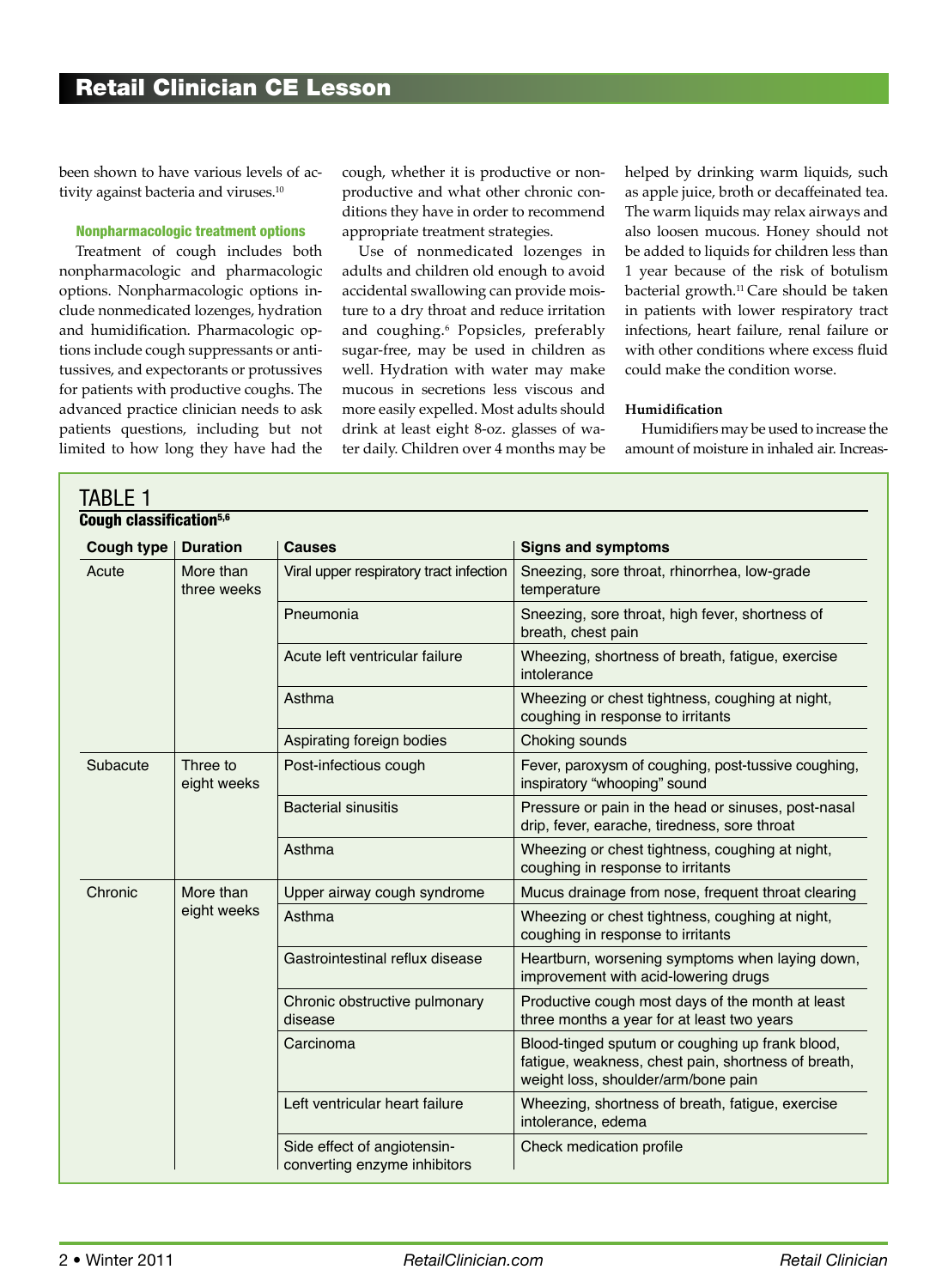been shown to have various levels of activity against bacteria and viruses.[10]

### Nonpharmacologic treatment options

Treatment of cough includes both nonpharmacologic and pharmacologic options. Nonpharmacologic options include nonmedicated lozenges, hydration and humidification. Pharmacologic options include cough suppressants or antitussives, and expectorants or protussives for patients with productive coughs. The advanced practice clinician needs to ask patients questions, including but not limited to how long they have had the cough, whether it is productive or nonproductive and what other chronic conditions they have in order to recommend appropriate treatment strategies.

Use of nonmedicated lozenges in adults and children old enough to avoid accidental swallowing can provide moisture to a dry throat and reduce irritation and coughing.[6] Popsicles, preferably sugar-free, may be used in children as well. Hydration with water may make mucous in secretions less viscous and more easily expelled. Most adults should drink at least eight 8-oz. glasses of water daily. Children over 4 months may be helped by drinking warm liquids, such as apple juice, broth or decaffeinated tea. The warm liquids may relax airways and also loosen mucous. Honey should not be added to liquids for children less than 1 year because of the risk of botulism bacterial growth.[11] Care should be taken in patients with lower respiratory tract infections, heart failure, renal failure or with other conditions where excess fluid could make the condition worse.

#### Humidification

Humidifiers may be used to increase the amount of moisture in inhaled air. Increas-

**TABLE 1**

**Cough classification[5,6]**

| Cough type | Duration | Causes | Signs and symptoms |
|---|---|---|---|
| Acute | More than three weeks | Viral upper respiratory tract infection | Sneezing, sore throat, rhinorrhea, low-grade temperature |
| | | Pneumonia | Sneezing, sore throat, high fever, shortness of breath, chest pain |
| | | Acute left ventricular failure | Wheezing, shortness of breath, fatigue, exercise intolerance |
| | | Asthma | Wheezing or chest tightness, coughing at night, coughing in response to irritants |
| | | Aspirating foreign bodies | Choking sounds |
| Subacute | Three to eight weeks | Post-infectious cough | Fever, paroxysm of coughing, post-tussive coughing, inspiratory "whooping" sound |
| | | Bacterial sinusitis | Pressure or pain in the head or sinuses, post-nasal drip, fever, earache, tiredness, sore throat |
| | | Asthma | Wheezing or chest tightness, coughing at night, coughing in response to irritants |
| Chronic | More than eight weeks | Upper airway cough syndrome | Mucus drainage from nose, frequent throat clearing |
| | | Asthma | Wheezing or chest tightness, coughing at night, coughing in response to irritants |
| | | Gastrointestinal reflux disease | Heartburn, worsening symptoms when laying down, improvement with acid-lowering drugs |
| | | Chronic obstructive pulmonary disease | Productive cough most days of the month at least three months a year for at least two years |
| | | Carcinoma | Blood-tinged sputum or coughing up frank blood, fatigue, weakness, chest pain, shortness of breath, weight loss, shoulder/arm/bone pain |
| | | Left ventricular heart failure | Wheezing, shortness of breath, fatigue, exercise intolerance, edema |
| | | Side effect of angiotensin-converting enzyme inhibitors | Check medication profile |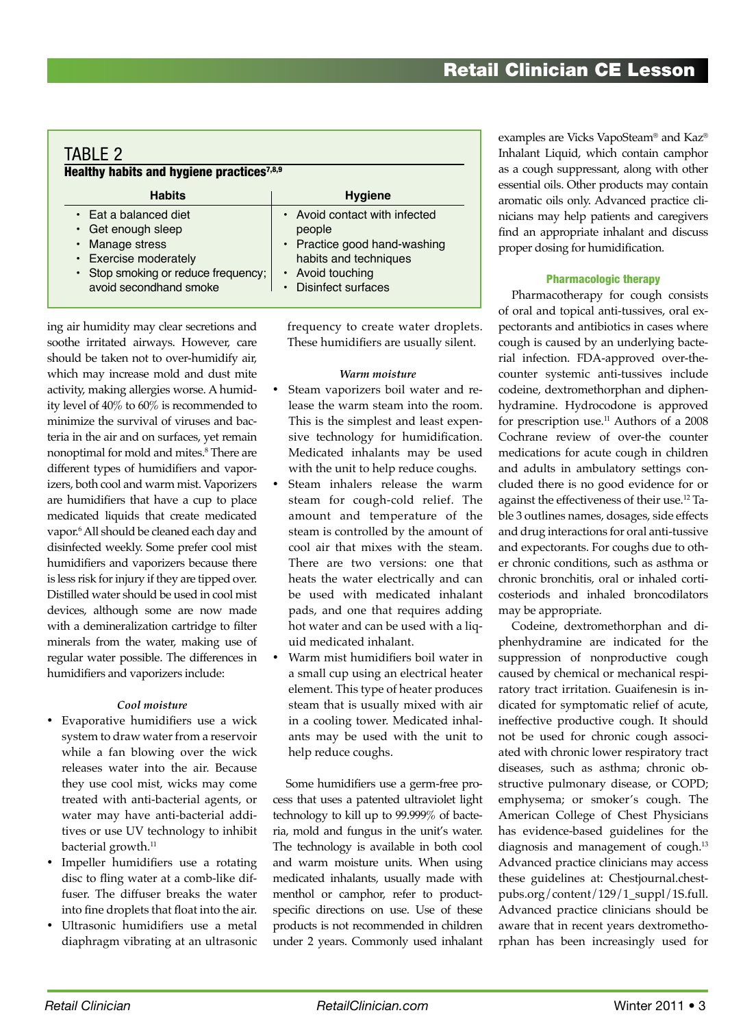## TABLE 2

**Healthy habits and hygiene practices[7,8,9]**

| Habits | Hygiene |
|---|---|
| • Eat a balanced diet<br>• Get enough sleep<br>• Manage stress<br>• Exercise moderately<br>• Stop smoking or reduce frequency; avoid secondhand smoke | • Avoid contact with infected people<br>• Practice good hand-washing habits and techniques<br>• Avoid touching<br>• Disinfect surfaces |

ing air humidity may clear secretions and soothe irritated airways. However, care should be taken not to over-humidify air, which may increase mold and dust mite activity, making allergies worse. A humidity level of 40% to 60% is recommended to minimize the survival of viruses and bacteria in the air and on surfaces, yet remain nonoptimal for mold and mites.[8] There are different types of humidifiers and vaporizers, both cool and warm mist. Vaporizers are humidifiers that have a cup to place medicated liquids that create medicated vapor.[6] All should be cleaned each day and disinfected weekly. Some prefer cool mist humidifiers and vaporizers because there is less risk for injury if they are tipped over. Distilled water should be used in cool mist devices, although some are now made with a demineralization cartridge to filter minerals from the water, making use of regular water possible. The differences in humidifiers and vaporizers include:

*Cool moisture*

- Evaporative humidifiers use a wick system to draw water from a reservoir while a fan blowing over the wick releases water into the air. Because they use cool mist, wicks may come treated with anti-bacterial agents, or water may have anti-bacterial additives or use UV technology to inhibit bacterial growth.[11]
- Impeller humidifiers use a rotating disc to fling water at a comb-like diffuser. The diffuser breaks the water into fine droplets that float into the air.
- Ultrasonic humidifiers use a metal diaphragm vibrating at an ultrasonic frequency to create water droplets. These humidifiers are usually silent.

*Warm moisture*

- Steam vaporizers boil water and release the warm steam into the room. This is the simplest and least expensive technology for humidification. Medicated inhalants may be used with the unit to help reduce coughs.
- Steam inhalers release the warm steam for cough-cold relief. The amount and temperature of the steam is controlled by the amount of cool air that mixes with the steam. There are two versions: one that heats the water electrically and can be used with medicated inhalant pads, and one that requires adding hot water and can be used with a liquid medicated inhalant.
- Warm mist humidifiers boil water in a small cup using an electrical heater element. This type of heater produces steam that is usually mixed with air in a cooling tower. Medicated inhalants may be used with the unit to help reduce coughs.

Some humidifiers use a germ-free process that uses a patented ultraviolet light technology to kill up to 99.999% of bacteria, mold and fungus in the unit's water. The technology is available in both cool and warm moisture units. When using medicated inhalants, usually made with menthol or camphor, refer to product-specific directions on use. Use of these products is not recommended in children under 2 years. Commonly used inhalant examples are Vicks VapoSteam® and Kaz® Inhalant Liquid, which contain camphor as a cough suppressant, along with other essential oils. Other products may contain aromatic oils only. Advanced practice clinicians may help patients and caregivers find an appropriate inhalant and discuss proper dosing for humidification.

### Pharmacologic therapy

Pharmacotherapy for cough consists of oral and topical anti-tussives, oral expectorants and antibiotics in cases where cough is caused by an underlying bacterial infection. FDA-approved over-the-counter systemic anti-tussives include codeine, dextromethorphan and diphenhydramine. Hydrocodone is approved for prescription use.[11] Authors of a 2008 Cochrane review of over-the counter medications for acute cough in children and adults in ambulatory settings concluded there is no good evidence for or against the effectiveness of their use.[12] Table 3 outlines names, dosages, side effects and drug interactions for oral anti-tussive and expectorants. For coughs due to other chronic conditions, such as asthma or chronic bronchitis, oral or inhaled corticosteriods and inhaled broncodilators may be appropriate.

Codeine, dextromethorphan and diphenhydramine are indicated for the suppression of nonproductive cough caused by chemical or mechanical respiratory tract irritation. Guaifenesin is indicated for symptomatic relief of acute, ineffective productive cough. It should not be used for chronic cough associated with chronic lower respiratory tract diseases, such as asthma; chronic obstructive pulmonary disease, or COPD; emphysema; or smoker's cough. The American College of Chest Physicians has evidence-based guidelines for the diagnosis and management of cough.[13] Advanced practice clinicians may access these guidelines at: Chestjournal.chestpubs.org/content/129/1_suppl/1S.full. Advanced practice clinicians should be aware that in recent years dextromethorphan has been increasingly used for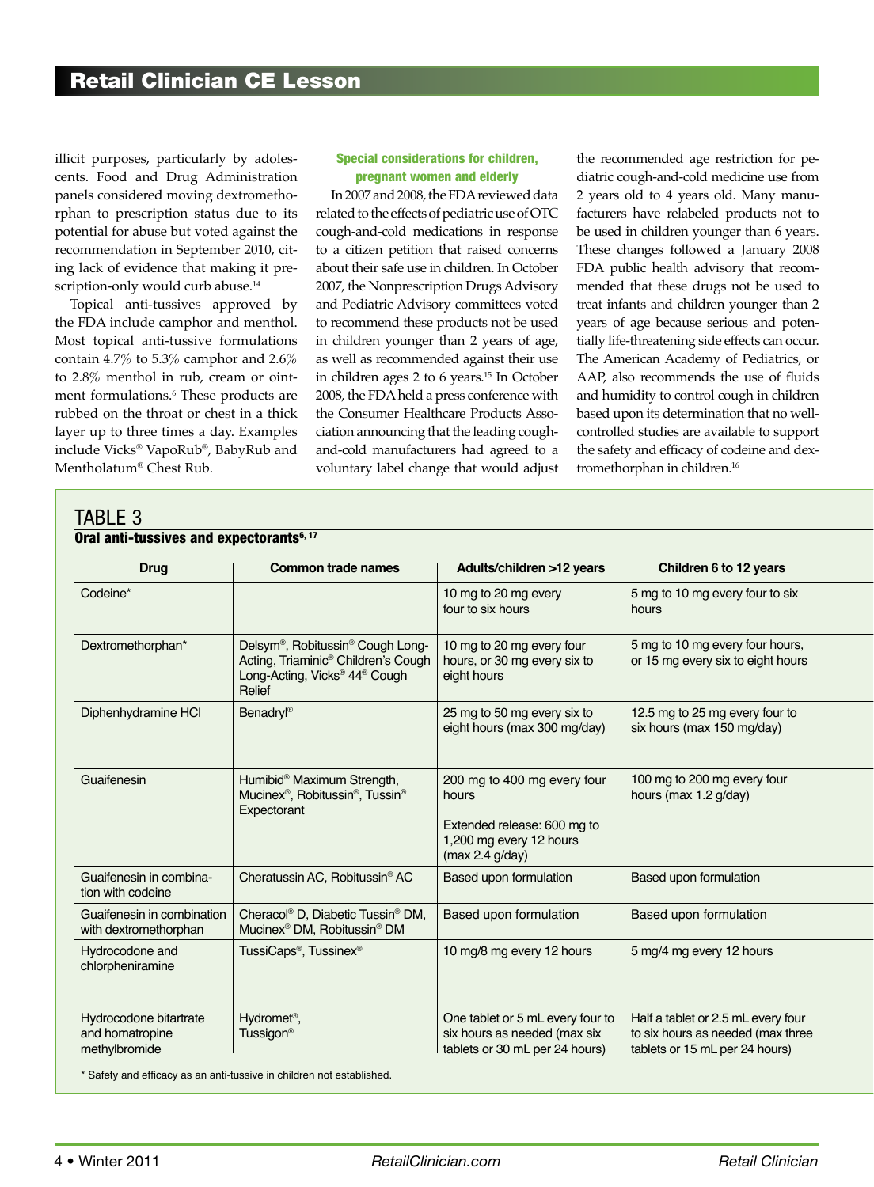illicit purposes, particularly by adolescents. Food and Drug Administration panels considered moving dextromethorphan to prescription status due to its potential for abuse but voted against the recommendation in September 2010, citing lack of evidence that making it prescription-only would curb abuse.[14]

Topical anti-tussives approved by the FDA include camphor and menthol. Most topical anti-tussive formulations contain 4.7% to 5.3% camphor and 2.6% to 2.8% menthol in rub, cream or ointment formulations.[6] These products are rubbed on the throat or chest in a thick layer up to three times a day. Examples include Vicks® VapoRub®, BabyRub and Mentholatum® Chest Rub.

### Special considerations for children, pregnant women and elderly

In 2007 and 2008, the FDA reviewed data related to the effects of pediatric use of OTC cough-and-cold medications in response to a citizen petition that raised concerns about their safe use in children. In October 2007, the Nonprescription Drugs Advisory and Pediatric Advisory committees voted to recommend these products not be used in children younger than 2 years of age, as well as recommended against their use in children ages 2 to 6 years.[15] In October 2008, the FDA held a press conference with the Consumer Healthcare Products Association announcing that the leading cough-and-cold manufacturers had agreed to a voluntary label change that would adjust the recommended age restriction for pediatric cough-and-cold medicine use from 2 years old to 4 years old. Many manufacturers have relabeled products not to be used in children younger than 6 years. These changes followed a January 2008 FDA public health advisory that recommended that these drugs not be used to treat infants and children younger than 2 years of age because serious and potentially life-threatening side effects can occur. The American Academy of Pediatrics, or AAP, also recommends the use of fluids and humidity to control cough in children based upon its determination that no well-controlled studies are available to support the safety and efficacy of codeine and dextromethorphan in children.[16]

## TABLE 3

**Oral anti-tussives and expectorants[6, 17]**

| Drug | Common trade names | Adults/children >12 years | Children 6 to 12 years |
|---|---|---|---|
| Codeine* | | 10 mg to 20 mg every four to six hours | 5 mg to 10 mg every four to six hours |
| Dextromethorphan* | Delsym®, Robitussin® Cough Long-Acting, Triaminic® Children's Cough Long-Acting, Vicks® 44® Cough Relief | 10 mg to 20 mg every four hours, or 30 mg every six to eight hours | 5 mg to 10 mg every four hours, or 15 mg every six to eight hours |
| Diphenhydramine HCl | Benadryl® | 25 mg to 50 mg every six to eight hours (max 300 mg/day) | 12.5 mg to 25 mg every four to six hours (max 150 mg/day) |
| Guaifenesin | Humibid® Maximum Strength, Mucinex®, Robitussin®, Tussin® Expectorant | 200 mg to 400 mg every four hours<br><br>Extended release: 600 mg to 1,200 mg every 12 hours (max 2.4 g/day) | 100 mg to 200 mg every four hours (max 1.2 g/day) |
| Guaifenesin in combination with codeine | Cheratussin AC, Robitussin® AC | Based upon formulation | Based upon formulation |
| Guaifenesin in combination with dextromethorphan | Cheracol® D, Diabetic Tussin® DM, Mucinex® DM, Robitussin® DM | Based upon formulation | Based upon formulation |
| Hydrocodone and chlorpheniramine | TussiCaps®, Tussinex® | 10 mg/8 mg every 12 hours | 5 mg/4 mg every 12 hours |
| Hydrocodone bitartrate and homatropine methylbromide | Hydromet®, Tussigon® | One tablet or 5 mL every four to six hours as needed (max six tablets or 30 mL per 24 hours) | Half a tablet or 2.5 mL every four to six hours as needed (max three tablets or 15 mL per 24 hours) |

* Safety and efficacy as an anti-tussive in children not established.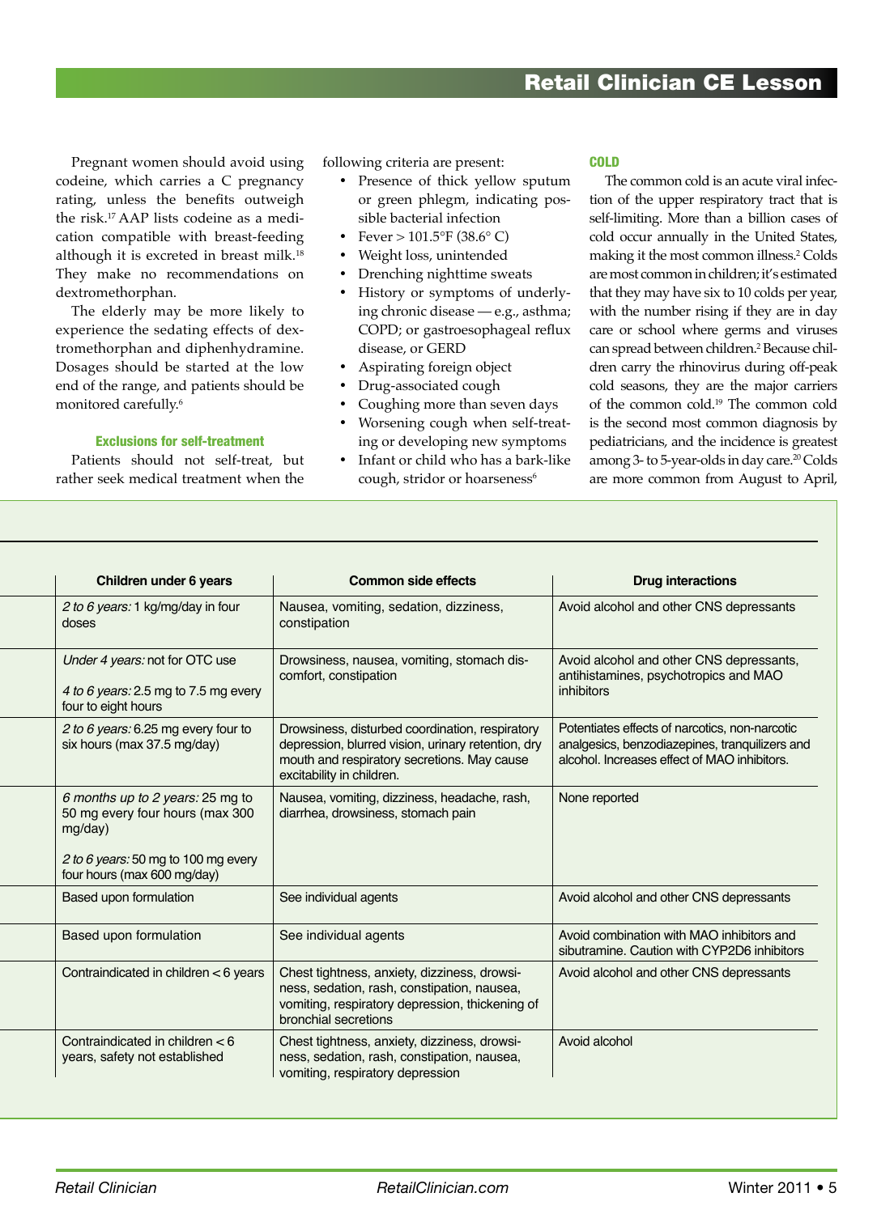Pregnant women should avoid using codeine, which carries a C pregnancy rating, unless the benefits outweigh the risk.[17] AAP lists codeine as a medication compatible with breast-feeding although it is excreted in breast milk.[18] They make no recommendations on dextromethorphan.

The elderly may be more likely to experience the sedating effects of dextromethorphan and diphenhydramine. Dosages should be started at the low end of the range, and patients should be monitored carefully.[6]

#### Exclusions for self-treatment

Patients should not self-treat, but rather seek medical treatment when the following criteria are present:

- Presence of thick yellow sputum or green phlegm, indicating possible bacterial infection
- Fever > 101.5°F (38.6° C)
- Weight loss, unintended
- Drenching nighttime sweats
- History or symptoms of underlying chronic disease — e.g., asthma; COPD; or gastroesophageal reflux disease, or GERD
- Aspirating foreign object
- Drug-associated cough
- Coughing more than seven days
- Worsening cough when self-treating or developing new symptoms
- Infant or child who has a bark-like cough, stridor or hoarseness[6]

### COLD

The common cold is an acute viral infection of the upper respiratory tract that is self-limiting. More than a billion cases of cold occur annually in the United States, making it the most common illness.[2] Colds are most common in children; it's estimated that they may have six to 10 colds per year, with the number rising if they are in day care or school where germs and viruses can spread between children.[2] Because children carry the rhinovirus during off-peak cold seasons, they are the major carriers of the common cold.[19] The common cold is the second most common diagnosis by pediatricians, and the incidence is greatest among 3- to 5-year-olds in day care.[20] Colds are more common from August to April,

| Children under 6 years | Common side effects | Drug interactions |
|---|---|---|
| *2 to 6 years:* 1 kg/mg/day in four doses | Nausea, vomiting, sedation, dizziness, constipation | Avoid alcohol and other CNS depressants |
| *Under 4 years:* not for OTC use<br>*4 to 6 years:* 2.5 mg to 7.5 mg every four to eight hours | Drowsiness, nausea, vomiting, stomach discomfort, constipation | Avoid alcohol and other CNS depressants, antihistamines, psychotropics and MAO inhibitors |
| *2 to 6 years:* 6.25 mg every four to six hours (max 37.5 mg/day) | Drowsiness, disturbed coordination, respiratory depression, blurred vision, urinary retention, dry mouth and respiratory secretions. May cause excitability in children. | Potentiates effects of narcotics, non-narcotic analgesics, benzodiazepines, tranquilizers and alcohol. Increases effect of MAO inhibitors. |
| *6 months up to 2 years:* 25 mg to 50 mg every four hours (max 300 mg/day)<br>*2 to 6 years:* 50 mg to 100 mg every four hours (max 600 mg/day) | Nausea, vomiting, dizziness, headache, rash, diarrhea, drowsiness, stomach pain | None reported |
| Based upon formulation | See individual agents | Avoid alcohol and other CNS depressants |
| Based upon formulation | See individual agents | Avoid combination with MAO inhibitors and sibutramine. Caution with CYP2D6 inhibitors |
| Contraindicated in children < 6 years | Chest tightness, anxiety, dizziness, drowsiness, sedation, rash, constipation, nausea, vomiting, respiratory depression, thickening of bronchial secretions | Avoid alcohol and other CNS depressants |
| Contraindicated in children < 6 years, safety not established | Chest tightness, anxiety, dizziness, drowsiness, sedation, rash, constipation, nausea, vomiting, respiratory depression | Avoid alcohol |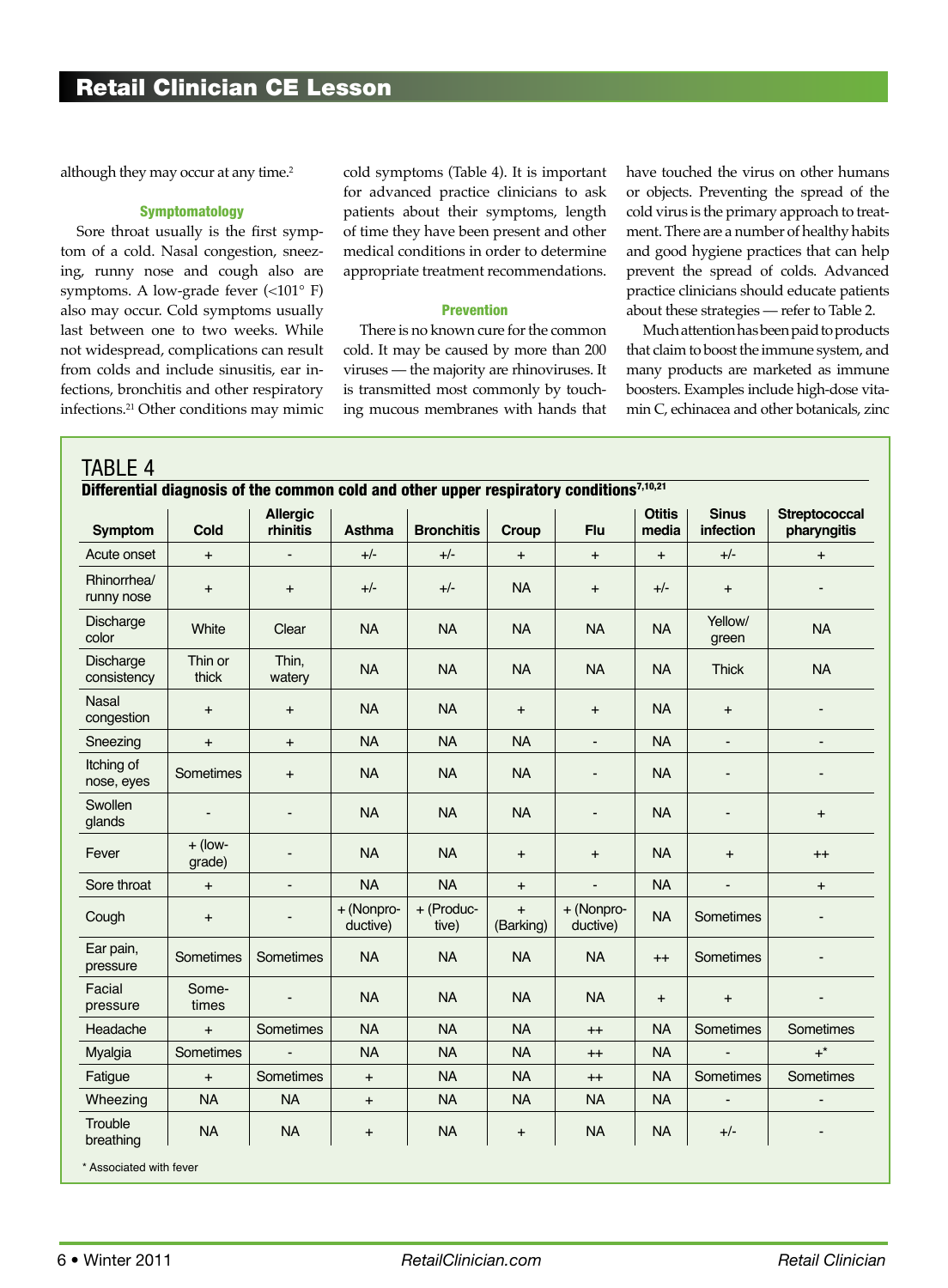although they may occur at any time.[2]

### Symptomatology

Sore throat usually is the first symptom of a cold. Nasal congestion, sneezing, runny nose and cough also are symptoms. A low-grade fever (<101° F) also may occur. Cold symptoms usually last between one to two weeks. While not widespread, complications can result from colds and include sinusitis, ear infections, bronchitis and other respiratory infections.[21] Other conditions may mimic cold symptoms (Table 4). It is important for advanced practice clinicians to ask patients about their symptoms, length of time they have been present and other medical conditions in order to determine appropriate treatment recommendations.

### Prevention

There is no known cure for the common cold. It may be caused by more than 200 viruses — the majority are rhinoviruses. It is transmitted most commonly by touching mucous membranes with hands that have touched the virus on other humans or objects. Preventing the spread of the cold virus is the primary approach to treatment. There are a number of healthy habits and good hygiene practices that can help prevent the spread of colds. Advanced practice clinicians should educate patients about these strategies — refer to Table 2.

Much attention has been paid to products that claim to boost the immune system, and many products are marketed as immune boosters. Examples include high-dose vitamin C, echinacea and other botanicals, zinc

**TABLE 4**

**Differential diagnosis of the common cold and other upper respiratory conditions[7,10,21]**

| Symptom | Cold | Allergic rhinitis | Asthma | Bronchitis | Croup | Flu | Otitis media | Sinus infection | Streptococcal pharyngitis |
|---|---|---|---|---|---|---|---|---|---|
| Acute onset | + | - | +/- | +/- | + | + | + | +/- | + |
| Rhinorrhea/ runny nose | + | + | +/- | +/- | NA | + | +/- | + | - |
| Discharge color | White | Clear | NA | NA | NA | NA | NA | Yellow/ green | NA |
| Discharge consistency | Thin or thick | Thin, watery | NA | NA | NA | NA | NA | Thick | NA |
| Nasal congestion | + | + | NA | NA | + | + | NA | + | - |
| Sneezing | + | + | NA | NA | NA | - | NA | - | - |
| Itching of nose, eyes | Sometimes | + | NA | NA | NA | - | NA | - | - |
| Swollen glands | - | - | NA | NA | NA | - | NA | - | + |
| Fever | + (low-grade) | - | NA | NA | + | + | NA | + | ++ |
| Sore throat | + | - | NA | NA | + | - | NA | - | + |
| Cough | + | - | + (Nonproductive) | + (Productive) | + (Barking) | + (Nonproductive) | NA | Sometimes | - |
| Ear pain, pressure | Sometimes | Sometimes | NA | NA | NA | NA | ++ | Sometimes | - |
| Facial pressure | Sometimes | - | NA | NA | NA | NA | + | + | - |
| Headache | + | Sometimes | NA | NA | NA | ++ | NA | Sometimes | Sometimes |
| Myalgia | Sometimes | - | NA | NA | NA | ++ | NA | - | +* |
| Fatigue | + | Sometimes | + | NA | NA | ++ | NA | Sometimes | Sometimes |
| Wheezing | NA | NA | + | NA | NA | NA | NA | - | - |
| Trouble breathing | NA | NA | + | NA | + | NA | NA | +/- | - |

\* Associated with fever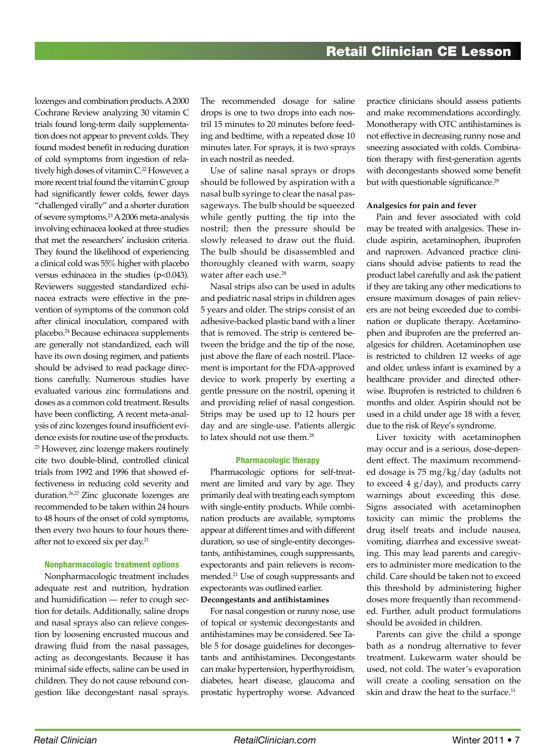lozenges and combination products. A 2000 Cochrane Review analyzing 30 vitamin C trials found long-term daily supplementation does not appear to prevent colds. They found modest benefit in reducing duration of cold symptoms from ingestion of relatively high doses of vitamin C.[22] However, a more recent trial found the vitamin C group had significantly fewer colds, fewer days "challenged virally" and a shorter duration of severe symptoms.[23] A 2006 meta-analysis involving echinacea looked at three studies that met the researchers' inclusion criteria. They found the likelihood of experiencing a clinical cold was 55% higher with placebo versus echinacea in the studies ($p<0.043$). Reviewers suggested standardized echinacea extracts were effective in the prevention of symptoms of the common cold after clinical inoculation, compared with placebo.[24] Because echinacea supplements are generally not standardized, each will have its own dosing regimen, and patients should be advised to read package directions carefully. Numerous studies have evaluated various zinc formulations and doses as a common cold treatment. Results have been conflicting. A recent meta-analysis of zinc lozenges found insufficient evidence exists for routine use of the products.[25] However, zinc lozenge makers routinely cite two double-blind, controlled clinical trials from 1992 and 1996 that showed effectiveness in reducing cold severity and duration.[26,27] Zinc gluconate lozenges are recommended to be taken within 24 hours to 48 hours of the onset of cold symptoms, then every two hours to four hours thereafter not to exceed six per day.[21]

## Nonpharmacologic treatment options

Nonpharmacologic treatment includes adequate rest and nutrition, hydration and humidification — refer to cough section for details. Additionally, saline drops and nasal sprays also can relieve congestion by loosening encrusted mucous and drawing fluid from the nasal passages, acting as decongestants. Because it has minimal side effects, saline can be used in children. They do not cause rebound congestion like decongestant nasal sprays. The recommended dosage for saline drops is one to two drops into each nostril 15 minutes to 20 minutes before feeding and bedtime, with a repeated dose 10 minutes later. For sprays, it is two sprays in each nostril as needed.

Use of saline nasal sprays or drops should be followed by aspiration with a nasal bulb syringe to clear the nasal passageways. The bulb should be squeezed while gently putting the tip into the nostril; then the pressure should be slowly released to draw out the fluid. The bulb should be disassembled and thoroughly cleaned with warm, soapy water after each use.[28]

Nasal strips also can be used in adults and pediatric nasal strips in children ages 5 years and older. The strips consist of an adhesive-backed plastic band with a liner that is removed. The strip is centered between the bridge and the tip of the nose, just above the flare of each nostril. Placement is important for the FDA-approved device to work properly by exerting a gentle pressure on the nostril, opening it and providing relief of nasal congestion. Strips may be used up to 12 hours per day and are single-use. Patients allergic to latex should not use them.[28]

## Pharmacologic therapy

Pharmacologic options for self-treatment are limited and vary by age. They primarily deal with treating each symptom with single-entity products. While combination products are available, symptoms appear at different times and with different duration, so use of single-entity decongestants, antihistamines, cough suppressants, expectorants and pain relievers is recommended.[21] Use of cough suppressants and expectorants was outlined earlier.

### Decongestants and antihistamines

For nasal congestion or runny nose, use of topical or systemic decongestants and antihistamines may be considered. See Table 5 for dosage guidelines for decongestants and antihistamines. Decongestants can make hypertension, hyperthyroidism, diabetes, heart disease, glaucoma and prostatic hypertrophy worse. Advanced practice clinicians should assess patients and make recommendations accordingly. Monotherapy with OTC antihistamines is not effective in decreasing runny nose and sneezing associated with colds. Combination therapy with first-generation agents with decongestants showed some benefit but with questionable significance.[29]

### Analgesics for pain and fever

Pain and fever associated with cold may be treated with analgesics. These include aspirin, acetaminophen, ibuprofen and naproxen. Advanced practice clinicians should advise patients to read the product label carefully and ask the patient if they are taking any other medications to ensure maximum dosages of pain relievers are not being exceeded due to combination or duplicate therapy. Acetaminophen and ibuprofen are the preferred analgesics for children. Acetaminophen use is restricted to children 12 weeks of age and older, unless infant is examined by a healthcare provider and directed otherwise. Ibuprofen is restricted to children 6 months and older. Aspirin should not be used in a child under age 18 with a fever, due to the risk of Reye's syndrome.

Liver toxicity with acetaminophen may occur and is a serious, dose-dependent effect. The maximum recommended dosage is 75 mg/kg/day (adults not to exceed 4 g/day), and products carry warnings about exceeding this dose. Signs associated with acetaminophen toxicity can mimic the problems the drug itself treats and include nausea, vomiting, diarrhea and excessive sweating. This may lead parents and caregivers to administer more medication to the child. Care should be taken not to exceed this threshold by administering higher doses more frequently than recommended. Further, adult product formulations should be avoided in children.

Parents can give the child a sponge bath as a nondrug alternative to fever treatment. Lukewarm water should be used, not cold. The water's evaporation will create a cooling sensation on the skin and draw the heat to the surface.[11]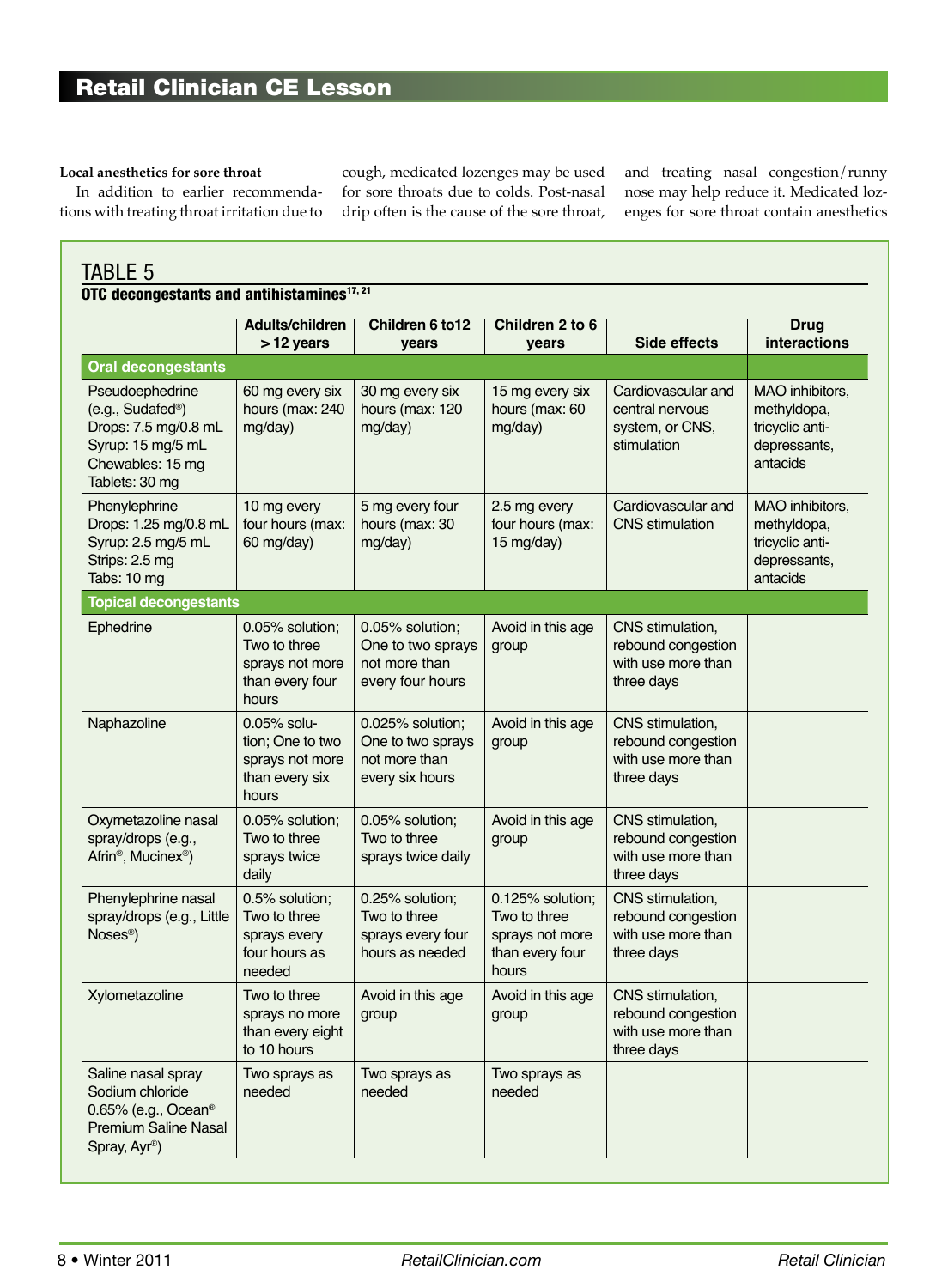**Local anesthetics for sore throat**

In addition to earlier recommendations with treating throat irritation due to cough, medicated lozenges may be used for sore throats due to colds. Post-nasal drip often is the cause of the sore throat, and treating nasal congestion/runny nose may help reduce it. Medicated lozenges for sore throat contain anesthetics

## TABLE 5

**OTC decongestants and antihistamines**[17, 21]

| | Adults/children > 12 years | Children 6 to12 years | Children 2 to 6 years | Side effects | Drug interactions |
|---|---|---|---|---|---|
| **Oral decongestants** | | | | | |
| Pseudoephedrine (e.g., Sudafed®) Drops: 7.5 mg/0.8 mL Syrup: 15 mg/5 mL Chewables: 15 mg Tablets: 30 mg | 60 mg every six hours (max: 240 mg/day) | 30 mg every six hours (max: 120 mg/day) | 15 mg every six hours (max: 60 mg/day) | Cardiovascular and central nervous system, or CNS, stimulation | MAO inhibitors, methyldopa, tricyclic anti-depressants, antacids |
| Phenylephrine Drops: 1.25 mg/0.8 mL Syrup: 2.5 mg/5 mL Strips: 2.5 mg Tabs: 10 mg | 10 mg every four hours (max: 60 mg/day) | 5 mg every four hours (max: 30 mg/day) | 2.5 mg every four hours (max: 15 mg/day) | Cardiovascular and CNS stimulation | MAO inhibitors, methyldopa, tricyclic anti-depressants, antacids |
| **Topical decongestants** | | | | | |
| Ephedrine | 0.05% solution; Two to three sprays not more than every four hours | 0.05% solution; One to two sprays not more than every four hours | Avoid in this age group | CNS stimulation, rebound congestion with use more than three days | |
| Naphazoline | 0.05% solution; One to two sprays not more than every six hours | 0.025% solution; One to two sprays not more than every six hours | Avoid in this age group | CNS stimulation, rebound congestion with use more than three days | |
| Oxymetazoline nasal spray/drops (e.g., Afrin®, Mucinex®) | 0.05% solution; Two to three sprays twice daily | 0.05% solution; Two to three sprays twice daily | Avoid in this age group | CNS stimulation, rebound congestion with use more than three days | |
| Phenylephrine nasal spray/drops (e.g., Little Noses®) | 0.5% solution; Two to three sprays every four hours as needed | 0.25% solution; Two to three sprays every four hours as needed | 0.125% solution; Two to three sprays not more than every four hours | CNS stimulation, rebound congestion with use more than three days | |
| Xylometazoline | Two to three sprays no more than every eight to 10 hours | Avoid in this age group | Avoid in this age group | CNS stimulation, rebound congestion with use more than three days | |
| Saline nasal spray Sodium chloride 0.65% (e.g., Ocean® Premium Saline Nasal Spray, Ayr®) | Two sprays as needed | Two sprays as needed | Two sprays as needed | | |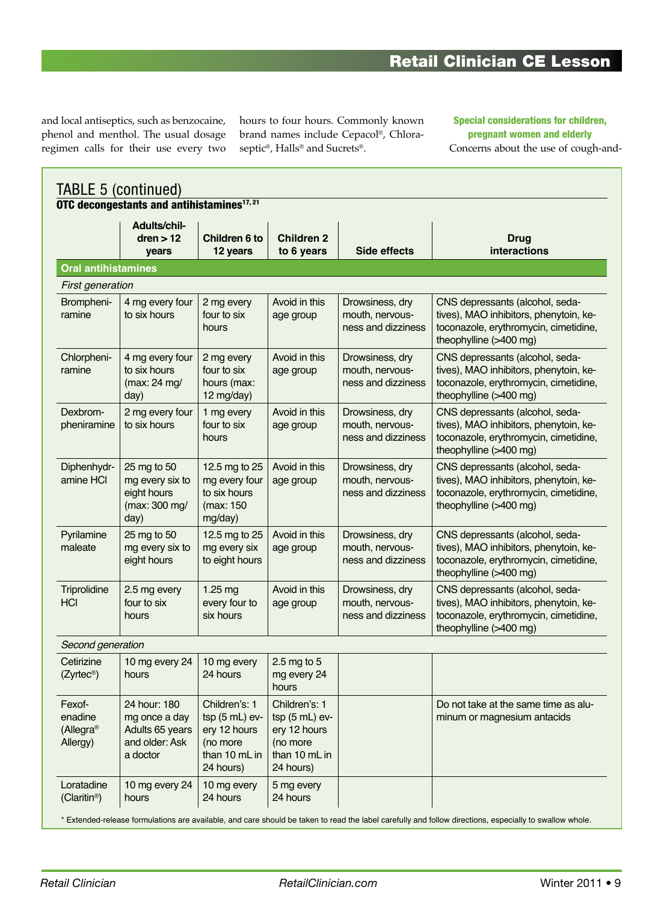and local antiseptics, such as benzocaine, phenol and menthol. The usual dosage regimen calls for their use every two hours to four hours. Commonly known brand names include Cepacol®, Chloraseptic®, Halls® and Sucrets®.

### Special considerations for children, pregnant women and elderly

Concerns about the use of cough-and-

## TABLE 5 (continued)

**OTC decongestants and antihistamines[17, 21]**

| | Adults/children > 12 years | Children 6 to 12 years | Children 2 to 6 years | Side effects | Drug interactions |
|---|---|---|---|---|---|
| **Oral antihistamines** | | | | | |
| *First generation* | | | | | |
| Brompheniramine | 4 mg every four to six hours | 2 mg every four to six hours | Avoid in this age group | Drowsiness, dry mouth, nervousness and dizziness | CNS depressants (alcohol, sedatives), MAO inhibitors, phenytoin, ketoconazole, erythromycin, cimetidine, theophylline (>400 mg) |
| Chlorpheniramine | 4 mg every four to six hours (max: 24 mg/day) | 2 mg every four to six hours (max: 12 mg/day) | Avoid in this age group | Drowsiness, dry mouth, nervousness and dizziness | CNS depressants (alcohol, sedatives), MAO inhibitors, phenytoin, ketoconazole, erythromycin, cimetidine, theophylline (>400 mg) |
| Dexbrompheniramine | 2 mg every four to six hours | 1 mg every four to six hours | Avoid in this age group | Drowsiness, dry mouth, nervousness and dizziness | CNS depressants (alcohol, sedatives), MAO inhibitors, phenytoin, ketoconazole, erythromycin, cimetidine, theophylline (>400 mg) |
| Diphenhydramine HCl | 25 mg to 50 mg every six to eight hours (max: 300 mg/day) | 12.5 mg to 25 mg every four to six hours (max: 150 mg/day) | Avoid in this age group | Drowsiness, dry mouth, nervousness and dizziness | CNS depressants (alcohol, sedatives), MAO inhibitors, phenytoin, ketoconazole, erythromycin, cimetidine, theophylline (>400 mg) |
| Pyrilamine maleate | 25 mg to 50 mg every six to eight hours | 12.5 mg to 25 mg every six to eight hours | Avoid in this age group | Drowsiness, dry mouth, nervousness and dizziness | CNS depressants (alcohol, sedatives), MAO inhibitors, phenytoin, ketoconazole, erythromycin, cimetidine, theophylline (>400 mg) |
| Triprolidine HCl | 2.5 mg every four to six hours | 1.25 mg every four to six hours | Avoid in this age group | Drowsiness, dry mouth, nervousness and dizziness | CNS depressants (alcohol, sedatives), MAO inhibitors, phenytoin, ketoconazole, erythromycin, cimetidine, theophylline (>400 mg) |
| *Second generation* | | | | | |
| Cetirizine (Zyrtec®) | 10 mg every 24 hours | 10 mg every 24 hours | 2.5 mg to 5 mg every 24 hours | | |
| Fexofenadine (Allegra® Allergy) | 24 hour: 180 mg once a day Adults 65 years and older: Ask a doctor | Children's: 1 tsp (5 mL) every 12 hours (no more than 10 mL in 24 hours) | Children's: 1 tsp (5 mL) every 12 hours (no more than 10 mL in 24 hours) | | Do not take at the same time as aluminum or magnesium antacids |
| Loratadine (Claritin®) | 10 mg every 24 hours | 10 mg every 24 hours | 5 mg every 24 hours | | |

* Extended-release formulations are available, and care should be taken to read the label carefully and follow directions, especially to swallow whole.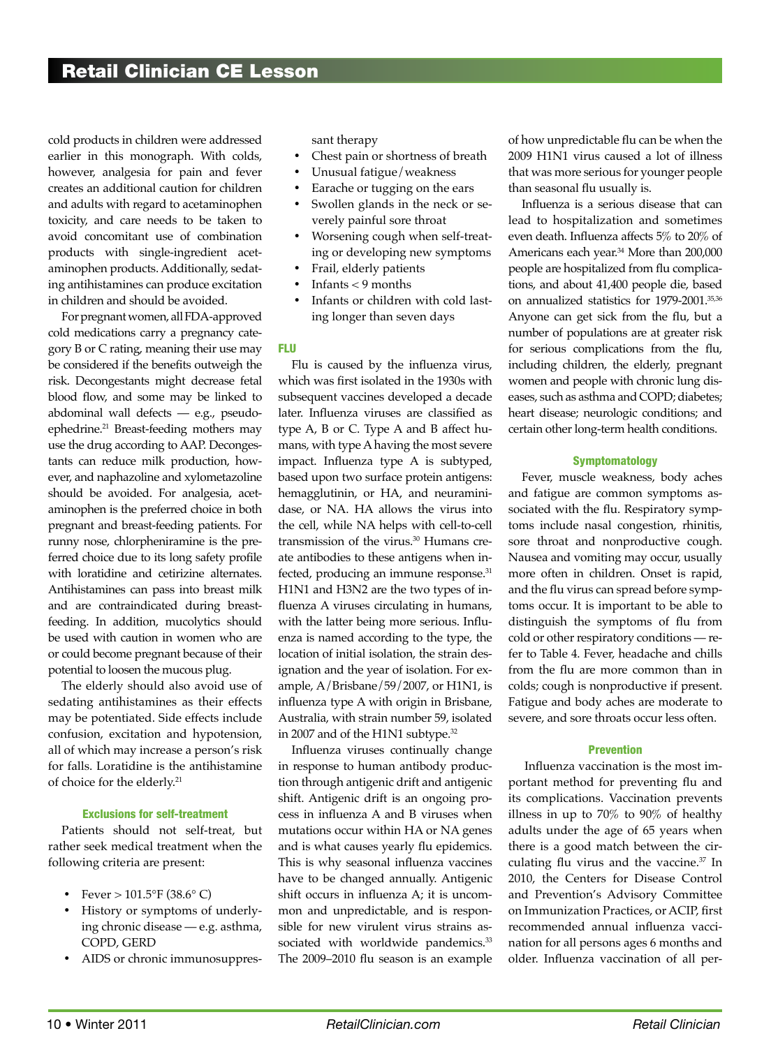cold products in children were addressed earlier in this monograph. With colds, however, analgesia for pain and fever creates an additional caution for children and adults with regard to acetaminophen toxicity, and care needs to be taken to avoid concomitant use of combination products with single-ingredient acetaminophen products. Additionally, sedating antihistamines can produce excitation in children and should be avoided.

For pregnant women, all FDA-approved cold medications carry a pregnancy category B or C rating, meaning their use may be considered if the benefits outweigh the risk. Decongestants might decrease fetal blood flow, and some may be linked to abdominal wall defects — e.g., pseudoephedrine.[21] Breast-feeding mothers may use the drug according to AAP. Decongestants can reduce milk production, however, and naphazoline and xylometazoline should be avoided. For analgesia, acetaminophen is the preferred choice in both pregnant and breast-feeding patients. For runny nose, chlorpheniramine is the preferred choice due to its long safety profile with loratidine and cetirizine alternates. Antihistamines can pass into breast milk and are contraindicated during breast-feeding. In addition, mucolytics should be used with caution in women who are or could become pregnant because of their potential to loosen the mucous plug.

The elderly should also avoid use of sedating antihistamines as their effects may be potentiated. Side effects include confusion, excitation and hypotension, all of which may increase a person's risk for falls. Loratidine is the antihistamine of choice for the elderly.[21]

### Exclusions for self-treatment

Patients should not self-treat, but rather seek medical treatment when the following criteria are present:

- Fever > 101.5°F (38.6° C)
- History or symptoms of underlying chronic disease — e.g. asthma, COPD, GERD
- AIDS or chronic immunosuppressant therapy
- Chest pain or shortness of breath
- Unusual fatigue/weakness
- Earache or tugging on the ears
- Swollen glands in the neck or severely painful sore throat
- Worsening cough when self-treating or developing new symptoms
- Frail, elderly patients
- Infants < 9 months
- Infants or children with cold lasting longer than seven days

## FLU

Flu is caused by the influenza virus, which was first isolated in the 1930s with subsequent vaccines developed a decade later. Influenza viruses are classified as type A, B or C. Type A and B affect humans, with type A having the most severe impact. Influenza type A is subtyped, based upon two surface protein antigens: hemagglutinin, or HA, and neuraminidase, or NA. HA allows the virus into the cell, while NA helps with cell-to-cell transmission of the virus.[30] Humans create antibodies to these antigens when infected, producing an immune response.[31] H1N1 and H3N2 are the two types of influenza A viruses circulating in humans, with the latter being more serious. Influenza is named according to the type, the location of initial isolation, the strain designation and the year of isolation. For example, A/Brisbane/59/2007, or H1N1, is influenza type A with origin in Brisbane, Australia, with strain number 59, isolated in 2007 and of the H1N1 subtype.[32]

Influenza viruses continually change in response to human antibody production through antigenic drift and antigenic shift. Antigenic drift is an ongoing process in influenza A and B viruses when mutations occur within HA or NA genes and is what causes yearly flu epidemics. This is why seasonal influenza vaccines have to be changed annually. Antigenic shift occurs in influenza A; it is uncommon and unpredictable, and is responsible for new virulent virus strains associated with worldwide pandemics.[33] The 2009–2010 flu season is an example of how unpredictable flu can be when the 2009 H1N1 virus caused a lot of illness that was more serious for younger people than seasonal flu usually is.

Influenza is a serious disease that can lead to hospitalization and sometimes even death. Influenza affects 5% to 20% of Americans each year.[34] More than 200,000 people are hospitalized from flu complications, and about 41,400 people die, based on annualized statistics for 1979-2001.[35,36] Anyone can get sick from the flu, but a number of populations are at greater risk for serious complications from the flu, including children, the elderly, pregnant women and people with chronic lung diseases, such as asthma and COPD; diabetes; heart disease; neurologic conditions; and certain other long-term health conditions.

### Symptomatology

Fever, muscle weakness, body aches and fatigue are common symptoms associated with the flu. Respiratory symptoms include nasal congestion, rhinitis, sore throat and nonproductive cough. Nausea and vomiting may occur, usually more often in children. Onset is rapid, and the flu virus can spread before symptoms occur. It is important to be able to distinguish the symptoms of flu from cold or other respiratory conditions — refer to Table 4. Fever, headache and chills from the flu are more common than in colds; cough is nonproductive if present. Fatigue and body aches are moderate to severe, and sore throats occur less often.

### Prevention

Influenza vaccination is the most important method for preventing flu and its complications. Vaccination prevents illness in up to 70% to 90% of healthy adults under the age of 65 years when there is a good match between the circulating flu virus and the vaccine.[37] In 2010, the Centers for Disease Control and Prevention's Advisory Committee on Immunization Practices, or ACIP, first recommended annual influenza vaccination for all persons ages 6 months and older. Influenza vaccination of all per-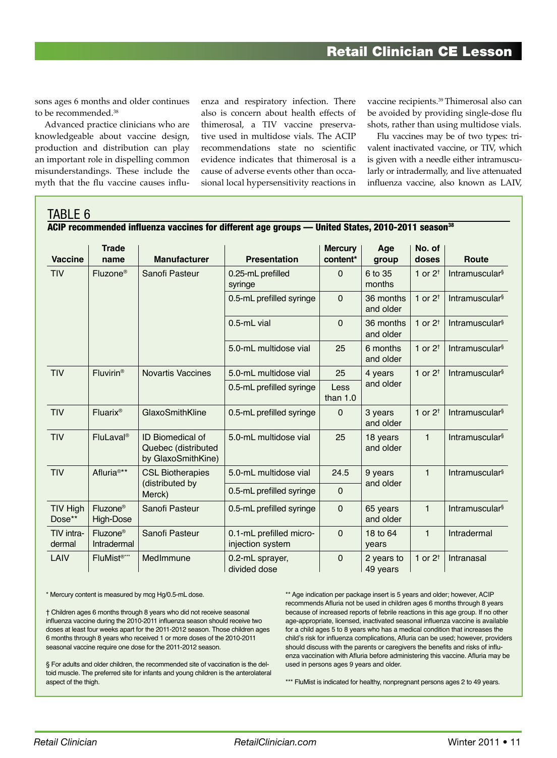sons ages 6 months and older continues to be recommended.[38]

Advanced practice clinicians who are knowledgeable about vaccine design, production and distribution can play an important role in dispelling common misunderstandings. These include the myth that the flu vaccine causes influenza and respiratory infection. There also is concern about health effects of thimerosal, a TIV vaccine preservative used in multidose vials. The ACIP recommendations state no scientific evidence indicates that thimerosal is a cause of adverse events other than occasional local hypersensitivity reactions in vaccine recipients.[39] Thimerosal also can be avoided by providing single-dose flu shots, rather than using multidose vials.

Flu vaccines may be of two types: trivalent inactivated vaccine, or TIV, which is given with a needle either intramuscularly or intradermally, and live attenuated influenza vaccine, also known as LAIV,

## TABLE 6

**ACIP recommended influenza vaccines for different age groups — United States, 2010-2011 season[38]**

| Vaccine | Trade name | Manufacturer | Presentation | Mercury content* | Age group | No. of doses | Route |
|---|---|---|---|---|---|---|---|
| TIV | Fluzone® | Sanofi Pasteur | 0.25-mL prefilled syringe | 0 | 6 to 35 months | 1 or 2† | Intramuscular§ |
| | | | 0.5-mL prefilled syringe | 0 | 36 months and older | 1 or 2† | Intramuscular§ |
| | | | 0.5-mL vial | 0 | 36 months and older | 1 or 2† | Intramuscular§ |
| | | | 5.0-mL multidose vial | 25 | 6 months and older | 1 or 2† | Intramuscular§ |
| TIV | Fluvirin® | Novartis Vaccines | 5.0-mL multidose vial | 25 | 4 years and older | 1 or 2† | Intramuscular§ |
| | | | 0.5-mL prefilled syringe | Less than 1.0 | | | |
| TIV | Fluarix® | GlaxoSmithKline | 0.5-mL prefilled syringe | 0 | 3 years and older | 1 or 2† | Intramuscular§ |
| TIV | FluLaval® | ID Biomedical of Quebec (distributed by GlaxoSmithKine) | 5.0-mL multidose vial | 25 | 18 years and older | 1 | Intramuscular§ |
| TIV | Afluria®** | CSL Biotherapies (distributed by Merck) | 5.0-mL multidose vial | 24.5 | 9 years and older | 1 | Intramuscular§ |
| | | | 0.5-mL prefilled syringe | 0 | | | |
| TIV High Dose** | Fluzone® High-Dose | Sanofi Pasteur | 0.5-mL prefilled syringe | 0 | 65 years and older | 1 | Intramuscular§ |
| TIV intradermal | Fluzone® Intradermal | Sanofi Pasteur | 0.1-mL prefilled microinjection system | 0 | 18 to 64 years | 1 | Intradermal |
| LAIV | FluMist®*** | MedImmune | 0.2-mL sprayer, divided dose | 0 | 2 years to 49 years | 1 or 2† | Intranasal |

\* Mercury content is measured by mcg Hg/0.5-mL dose.

† Children ages 6 months through 8 years who did not receive seasonal influenza vaccine during the 2010-2011 influenza season should receive two doses at least four weeks apart for the 2011-2012 season. Those children ages 6 months through 8 years who received 1 or more doses of the 2010-2011 seasonal vaccine require one dose for the 2011-2012 season.

§ For adults and older children, the recommended site of vaccination is the deltoid muscle. The preferred site for infants and young children is the anterolateral aspect of the thigh.

** Age indication per package insert is 5 years and older; however, ACIP recommends Afluria not be used in children ages 6 months through 8 years because of increased reports of febrile reactions in this age group. If no other age-appropriate, licensed, inactivated seasonal influenza vaccine is available for a child ages 5 to 8 years who has a medical condition that increases the child's risk for influenza complications, Afluria can be used; however, providers should discuss with the parents or caregivers the benefits and risks of influenza vaccination with Afluria before administering this vaccine. Afluria may be used in persons ages 9 years and older.

*** FluMist is indicated for healthy, nonpregnant persons ages 2 to 49 years.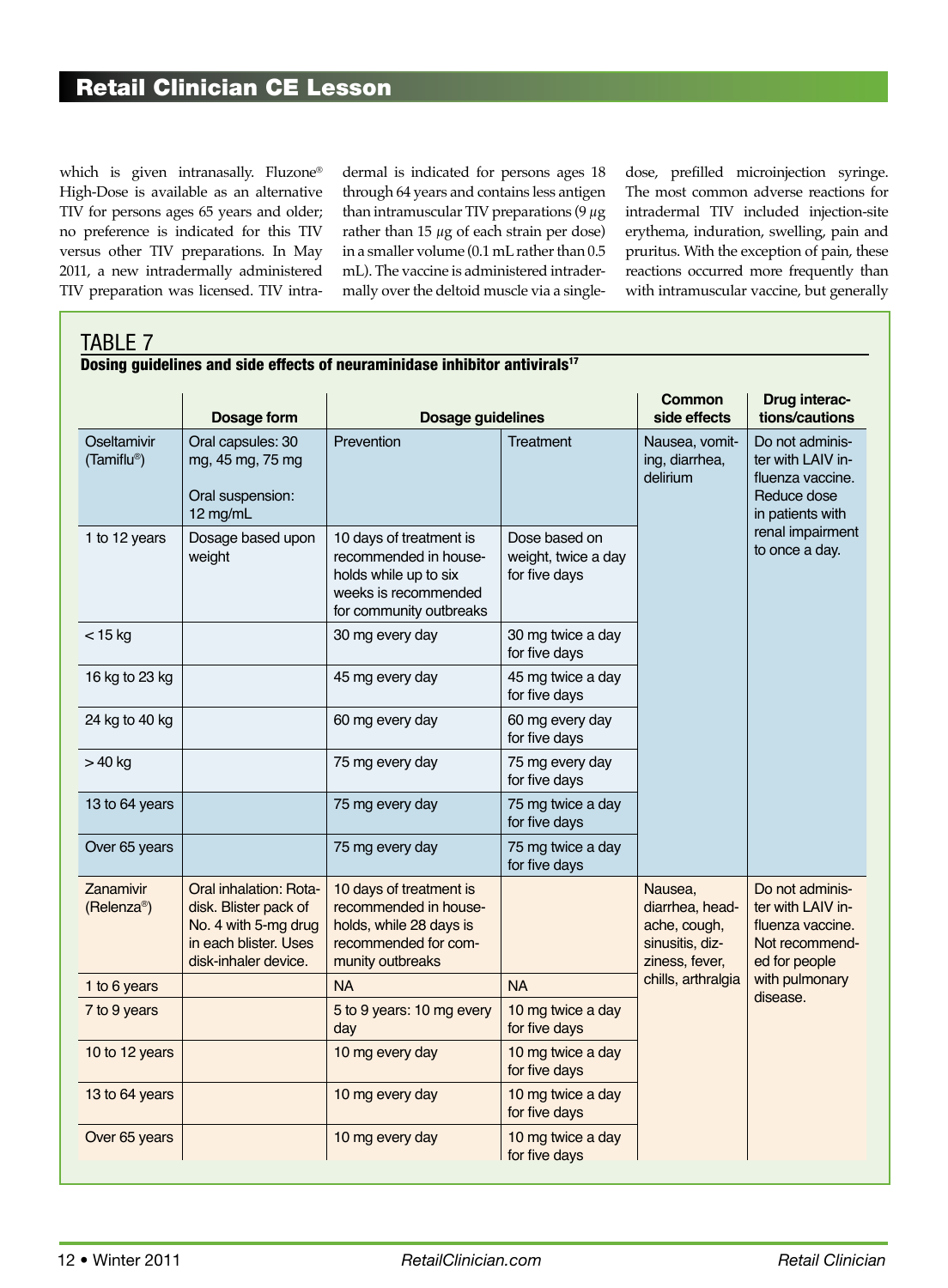which is given intranasally. Fluzone® High-Dose is available as an alternative TIV for persons ages 65 years and older; no preference is indicated for this TIV versus other TIV preparations. In May 2011, a new intradermally administered TIV preparation was licensed. TIV intradermal is indicated for persons ages 18 through 64 years and contains less antigen than intramuscular TIV preparations (9 $\mu$g rather than 15 $\mu$g of each strain per dose) in a smaller volume (0.1 mL rather than 0.5 mL). The vaccine is administered intradermally over the deltoid muscle via a single-dose, prefilled microinjection syringe. The most common adverse reactions for intradermal TIV included injection-site erythema, induration, swelling, pain and pruritus. With the exception of pain, these reactions occurred more frequently than with intramuscular vaccine, but generally

## TABLE 7

**Dosing guidelines and side effects of neuraminidase inhibitor antivirals[17]**

| | Dosage form | Dosage guidelines | | Common side effects | Drug interactions/cautions |
|---|---|---|---|---|---|
| Oseltamivir (Tamiflu®) | Oral capsules: 30 mg, 45 mg, 75 mg<br><br>Oral suspension: 12 mg/mL | Prevention | Treatment | Nausea, vomiting, diarrhea, delirium | Do not administer with LAIV influenza vaccine. Reduce dose in patients with renal impairment to once a day. |
| 1 to 12 years | Dosage based upon weight | 10 days of treatment is recommended in households while up to six weeks is recommended for community outbreaks | Dose based on weight, twice a day for five days | | |
| < 15 kg | | 30 mg every day | 30 mg twice a day for five days | | |
| 16 kg to 23 kg | | 45 mg every day | 45 mg twice a day for five days | | |
| 24 kg to 40 kg | | 60 mg every day | 60 mg every day for five days | | |
| > 40 kg | | 75 mg every day | 75 mg every day for five days | | |
| 13 to 64 years | | 75 mg every day | 75 mg twice a day for five days | | |
| Over 65 years | | 75 mg every day | 75 mg twice a day for five days | | |
| Zanamivir (Relenza®) | Oral inhalation: Rotadisk. Blister pack of No. 4 with 5-mg drug in each blister. Uses disk-inhaler device. | 10 days of treatment is recommended in households, while 28 days is recommended for community outbreaks | | Nausea, diarrhea, headache, cough, sinusitis, dizziness, fever, chills, arthralgia | Do not administer with LAIV influenza vaccine. Not recommended for people with pulmonary disease. |
| 1 to 6 years | | NA | NA | | |
| 7 to 9 years | | 5 to 9 years: 10 mg every day | 10 mg twice a day for five days | | |
| 10 to 12 years | | 10 mg every day | 10 mg twice a day for five days | | |
| 13 to 64 years | | 10 mg every day | 10 mg twice a day for five days | | |
| Over 65 years | | 10 mg every day | 10 mg twice a day for five days | | |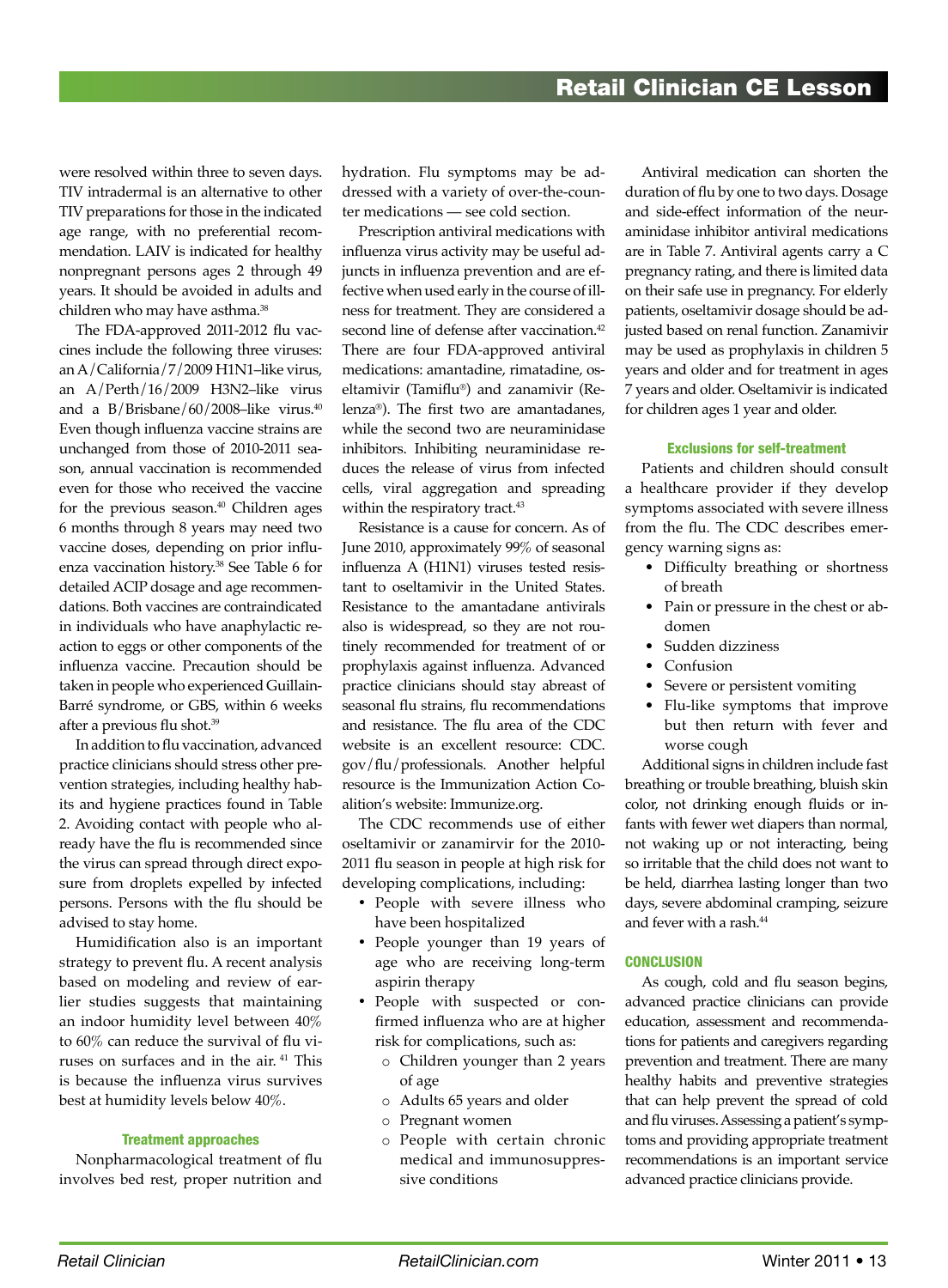were resolved within three to seven days. TIV intradermal is an alternative to other TIV preparations for those in the indicated age range, with no preferential recommendation. LAIV is indicated for healthy nonpregnant persons ages 2 through 49 years. It should be avoided in adults and children who may have asthma.[38]

The FDA-approved 2011-2012 flu vaccines include the following three viruses: an A/California/7/2009 H1N1–like virus, an A/Perth/16/2009 H3N2–like virus and a B/Brisbane/60/2008–like virus.[40] Even though influenza vaccine strains are unchanged from those of 2010-2011 season, annual vaccination is recommended even for those who received the vaccine for the previous season.[40] Children ages 6 months through 8 years may need two vaccine doses, depending on prior influenza vaccination history.[38] See Table 6 for detailed ACIP dosage and age recommendations. Both vaccines are contraindicated in individuals who have anaphylactic reaction to eggs or other components of the influenza vaccine. Precaution should be taken in people who experienced Guillain-Barré syndrome, or GBS, within 6 weeks after a previous flu shot.[39]

In addition to flu vaccination, advanced practice clinicians should stress other prevention strategies, including healthy habits and hygiene practices found in Table 2. Avoiding contact with people who already have the flu is recommended since the virus can spread through direct exposure from droplets expelled by infected persons. Persons with the flu should be advised to stay home.

Humidification also is an important strategy to prevent flu. A recent analysis based on modeling and review of earlier studies suggests that maintaining an indoor humidity level between 40% to 60% can reduce the survival of flu viruses on surfaces and in the air.[41] This is because the influenza virus survives best at humidity levels below 40%.

### Treatment approaches

Nonpharmacological treatment of flu involves bed rest, proper nutrition and hydration. Flu symptoms may be addressed with a variety of over-the-counter medications — see cold section.

Prescription antiviral medications with influenza virus activity may be useful adjuncts in influenza prevention and are effective when used early in the course of illness for treatment. They are considered a second line of defense after vaccination.[42] There are four FDA-approved antiviral medications: amantadine, rimatadine, oseltamivir (Tamiflu®) and zanamivir (Relenza®). The first two are amantadanes, while the second two are neuraminidase inhibitors. Inhibiting neuraminidase reduces the release of virus from infected cells, viral aggregation and spreading within the respiratory tract.[43]

Resistance is a cause for concern. As of June 2010, approximately 99% of seasonal influenza A (H1N1) viruses tested resistant to oseltamivir in the United States. Resistance to the amantadane antivirals also is widespread, so they are not routinely recommended for treatment of or prophylaxis against influenza. Advanced practice clinicians should stay abreast of seasonal flu strains, flu recommendations and resistance. The flu area of the CDC website is an excellent resource: CDC.gov/flu/professionals. Another helpful resource is the Immunization Action Coalition's website: Immunize.org.

The CDC recommends use of either oseltamivir or zanamirvir for the 2010-2011 flu season in people at high risk for developing complications, including:

- People with severe illness who have been hospitalized
- People younger than 19 years of age who are receiving long-term aspirin therapy
- People with suspected or confirmed influenza who are at higher risk for complications, such as:
  - Children younger than 2 years of age
  - Adults 65 years and older
  - Pregnant women
  - People with certain chronic medical and immunosuppressive conditions

Antiviral medication can shorten the duration of flu by one to two days. Dosage and side-effect information of the neuraminidase inhibitor antiviral medications are in Table 7. Antiviral agents carry a C pregnancy rating, and there is limited data on their safe use in pregnancy. For elderly patients, oseltamivir dosage should be adjusted based on renal function. Zanamivir may be used as prophylaxis in children 5 years and older and for treatment in ages 7 years and older. Oseltamivir is indicated for children ages 1 year and older.

### Exclusions for self-treatment

Patients and children should consult a healthcare provider if they develop severe symptoms associated with severe illness from the flu. The CDC describes emergency warning signs as:

- Difficulty breathing or shortness of breath
- Pain or pressure in the chest or abdomen
- Sudden dizziness
- Confusion
- Severe or persistent vomiting
- Flu-like symptoms that improve but then return with fever and worse cough

Additional signs in children include fast breathing or trouble breathing, bluish skin color, not drinking enough fluids or infants with fewer wet diapers than normal, not waking up or not interacting, being so irritable that the child does not want to be held, diarrhea lasting longer than two days, severe abdominal cramping, seizure and fever with a rash.[44]

## CONCLUSION

As cough, cold and flu season begins, advanced practice clinicians can provide education, assessment and recommendations for patients and caregivers regarding prevention and treatment. There are many healthy habits and preventive strategies that can help prevent the spread of cold and flu viruses. Assessing a patient's symptoms and providing appropriate treatment recommendations is an important service advanced practice clinicians provide.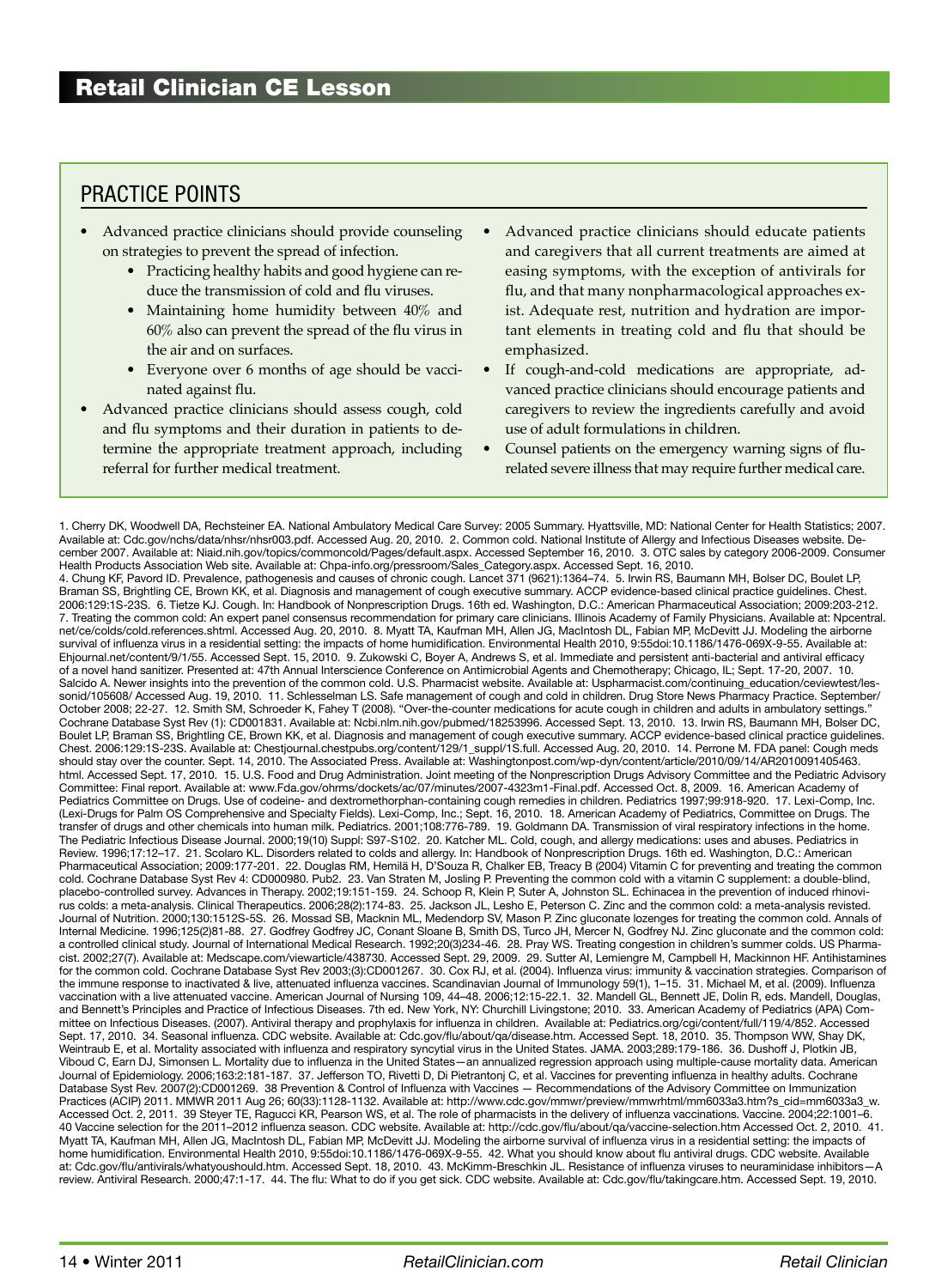## PRACTICE POINTS

- Advanced practice clinicians should provide counseling on strategies to prevent the spread of infection.
  - Practicing healthy habits and good hygiene can reduce the transmission of cold and flu viruses.
  - Maintaining home humidity between 40% and 60% also can prevent the spread of the flu virus in the air and on surfaces.
  - Everyone over 6 months of age should be vaccinated against flu.
- Advanced practice clinicians should assess cough, cold and flu symptoms and their duration in patients to determine the appropriate treatment approach, including referral for further medical treatment.
- Advanced practice clinicians should educate patients and caregivers that all current treatments are aimed at easing symptoms, with the exception of antivirals for flu, and that many nonpharmacological approaches exist. Adequate rest, nutrition and hydration are important elements in treating cold and flu that should be emphasized.
- If cough-and-cold medications are appropriate, advanced practice clinicians should encourage patients and caregivers to review the ingredients carefully and avoid use of adult formulations in children.
- Counsel patients on the emergency warning signs of flu-related severe illness that may require further medical care.

1. Cherry DK, Woodwell DA, Rechsteiner EA. National Ambulatory Medical Care Survey: 2005 Summary. Hyattsville, MD: National Center for Health Statistics; 2007. Available at: Cdc.gov/nchs/data/nhsr/nhsr003.pdf. Accessed Aug. 20, 2010. 2. Common cold. National Institute of Allergy and Infectious Diseases website. December 2007. Available at: Niaid.nih.gov/topics/commoncold/Pages/default.aspx. Accessed September 16, 2010. 3. OTC sales by category 2006-2009. Consumer Health Products Association Web site. Available at: Chpa-info.org/pressroom/Sales_Category.aspx. Accessed Sept. 16, 2010.
4. Chung KF, Pavord ID. Prevalence, pathogenesis and causes of chronic cough. Lancet 371 (9621):1364–74. 5. Irwin RS, Baumann MH, Bolser DC, Boulet LP, Braman SS, Brightling CE, Brown KK, et al. Diagnosis and management of cough executive summary. ACCP evidence-based clinical practice guidelines. Chest. 2006:129:1S-23S. 6. Tietze KJ. Cough. In: Handbook of Nonprescription Drugs. 16th ed. Washington, D.C.: American Pharmaceutical Association; 2009:203-212. 7. Treating the common cold: An expert panel consensus recommendation for primary care clinicians. Illinois Academy of Family Physicians. Available at: Npcentral.net/ce/colds/cold.references.shtml. Accessed Aug. 20, 2010. 8. Myatt TA, Kaufman MH, Allen JG, MacIntosh DL, Fabian MP, McDevitt JJ. Modeling the airborne survival of influenza virus in a residential setting: the impacts of home humidification. Environmental Health 2010, 9:55doi:10.1186/1476-069X-9-55. Available at: Ehjournal.net/content/9/1/55. Accessed Sept. 15, 2010. 9. Zukowski C, Boyer A, Andrews S, et al. Immediate and persistent anti-bacterial and antiviral efficacy of a novel hand sanitizer. Presented at: 47th Annual Interscience Conference on Antimicrobial Agents and Chemotherapy; Chicago, IL; Sept. 17-20, 2007. 10. Salcido A. Newer insights into the prevention of the common cold. U.S. Pharmacist website. Available at: Uspharmacist.com/continuing_education/ceviewtest/lessonid/105608/ Accessed Aug. 19, 2010. 11. Schlesselman LS. Safe management of cough and cold in children. Drug Store News Pharmacy Practice. September/October 2008; 22-27. 12. Smith SM, Schroeder K, Fahey T (2008). "Over-the-counter medications for acute cough in children and adults in ambulatory settings." Cochrane Database Syst Rev (1): CD001831. Available at: Ncbi.nlm.nih.gov/pubmed/18253996. Accessed Sept. 13, 2010. 13. Irwin RS, Baumann MH, Bolser DC, Boulet LP, Braman SS, Brightling CE, Brown KK, et al. Diagnosis and management of cough executive summary. ACCP evidence-based clinical practice guidelines. Chest. 2006:129:1S-23S. Available at: Chestjournal.chestpubs.org/content/129/1_suppl/1S.full. Accessed Aug. 20, 2010. 14. Perrone M. FDA panel: Cough meds should stay over the counter. Sept. 14, 2010. The Associated Press. Available at: Washingtonpost.com/wp-dyn/content/article/2010/09/14/AR2010091405463.html. Accessed Sept. 17, 2010. 15. U.S. Food and Drug Administration. Joint meeting of the Nonprescription Drugs Advisory Committee and the Pediatric Advisory Committee: Final report. Available at: www.Fda.gov/ohrms/dockets/ac/07/minutes/2007-4323m1-Final.pdf. Accessed Oct. 8, 2009. 16. American Academy of Pediatrics Committee on Drugs. Use of codeine- and dextromethorphan-containing cough remedies in children. Pediatrics 1997;99:918-920. 17. Lexi-Comp, Inc. (Lexi-Drugs for Palm OS Comprehensive and Specialty Fields). Lexi-Comp, Inc.; Sept. 16, 2010. 18. American Academy of Pediatrics, Committee on Drugs. The transfer of drugs and other chemicals into human milk. Pediatrics. 2001;108:776-789. 19. Goldmann DA. Transmission of viral respiratory infections in the home. The Pediatric Infectious Disease Journal. 2000;19(10) Suppl: S97-S102. 20. Katcher ML. Cold, cough, and allergy medications: uses and abuses. Pediatrics in Review. 1996;17:12–17. 21. Scolaro KL. Disorders related to colds and allergy. In: Handbook of Nonprescription Drugs. 16th ed. Washington, D.C.: American Pharmaceutical Association; 2009:177-201. 22. Douglas RM, Hemilä H, D'Souza R, Chalker EB, Treacy B (2004) Vitamin C for preventing and treating the common cold. Cochrane Database Syst Rev 4: CD000980. Pub2. 23. Van Straten M, Josling P. Preventing the common cold with a vitamin C supplement: a double-blind, placebo-controlled survey. Advances in Therapy. 2002;19:151-159. 24. Schoop R, Klein P, Suter A, Johnston SL. Echinacea in the prevention of induced rhinovirus colds: a meta-analysis. Clinical Therapeutics. 2006;28(2):174-83. 25. Jackson JL, Lesho E, Peterson C. Zinc and the common cold: a meta-analysis revisited. Journal of Nutrition. 2000;130:1512S-5S. 26. Mossad SB, Macknin ML, Medendorp SV, Mason P. Zinc gluconate lozenges for treating the common cold. Annals of Internal Medicine. 1996;125(2)81-88. 27. Godfrey Godfrey JC, Conant Sloane B, Smith DS, Turco JH, Mercer N, Godfrey NJ. Zinc gluconate and the common cold: a controlled clinical study. Journal of International Medical Research. 1992;20(3)234-46. 28. Pray WS. Treating congestion in children's summer colds. US Pharmacist. 2002;27(7). Available at: Medscape.com/viewarticle/438730. Accessed Sept. 29, 2009. 29. Sutter AI, Lemiengre M, Campbell H, Mackinnon HF. Antihistamines for the common cold. Cochrane Database Syst Rev 2003;(3):CD001267. 30. Cox RJ, et al. (2004). Influenza virus: immunity & vaccination strategies. Comparison of the immune response to inactivated & live, attenuated influenza vaccines. Scandinavian Journal of Immunology 59(1), 1–15. 31. Michael M, et al. (2009). Influenza vaccination with a live attenuated vaccine. American Journal of Nursing 109, 44–48. 2006;12:15-22.1. 32. Mandell GL, Bennett JE, Dolin R, eds. Mandell, Douglas, and Bennett's Principles and Practice of Infectious Diseases. 7th ed. New York, NY: Churchill Livingstone; 2010. 33. American Academy of Pediatrics (APA) Committee on Infectious Diseases. (2007). Antiviral therapy and prophylaxis for influenza in children. Available at: Pediatrics.org/cgi/content/full/119/4/852. Accessed Sept. 17, 2010. 34. Seasonal influenza. CDC website. Available at: Cdc.gov/flu/about/qa/disease.htm. Accessed Sept. 18, 2010. 35. Thompson WW, Shay DK, Weintraub E, et al. Mortality associated with influenza and respiratory syncytial virus in the United States. JAMA. 2003;289:179-186. 36. Dushoff J, Plotkin JB, Viboud C, Earn DJ, Simonsen L. Mortality due to influenza in the United States—an annualized regression approach using multiple-cause mortality data. American Journal of Epidemiology. 2006;163:2:181-187. 37. Jefferson TO, Rivetti D, Di Pietrantonj C, et al. Vaccines for preventing influenza in healthy adults. Cochrane Database Syst Rev. 2007(2):CD001269. 38 Prevention & Control of Influenza with Vaccines — Recommendations of the Advisory Committee on Immunization Practices (ACIP) 2011. MMWR 2011 Aug 26; 60(33):1128-1132. Available at: http://www.cdc.gov/mmwr/preview/mmwrhtml/mm6033a3.htm?s_cid=mm6033a3_w. Accessed Oct. 2, 2011. 39 Steyer TE, Ragucci KR, Pearson WS, et al. The role of pharmacists in the delivery of influenza vaccinations. Vaccine. 2004;22:1001–6. 40 Vaccine selection for the 2011–2012 influenza season. CDC website. Available at: http://cdc.gov/flu/about/qa/vaccine-selection.htm Accessed Oct. 2, 2010. 41. Myatt TA, Kaufman MH, Allen JG, MacIntosh DL, Fabian MP, McDevitt JJ. Modeling the airborne survival of influenza virus in a residential setting: the impacts of home humidification. Environmental Health 2010, 9:55doi:10.1186/1476-069X-9-55. 42. What you should know about flu antiviral drugs. CDC website. Available at: Cdc.gov/flu/antivirals/whatyoushould.htm. Accessed Sept. 18, 2010. 43. McKimm-Breschkin JL. Resistance of influenza viruses to neuraminidase inhibitors—A review. Antiviral Research. 2000;47:1-17. 44. The flu: What to do if you get sick. CDC website. Available at: Cdc.gov/flu/takingcare.htm. Accessed Sept. 19, 2010.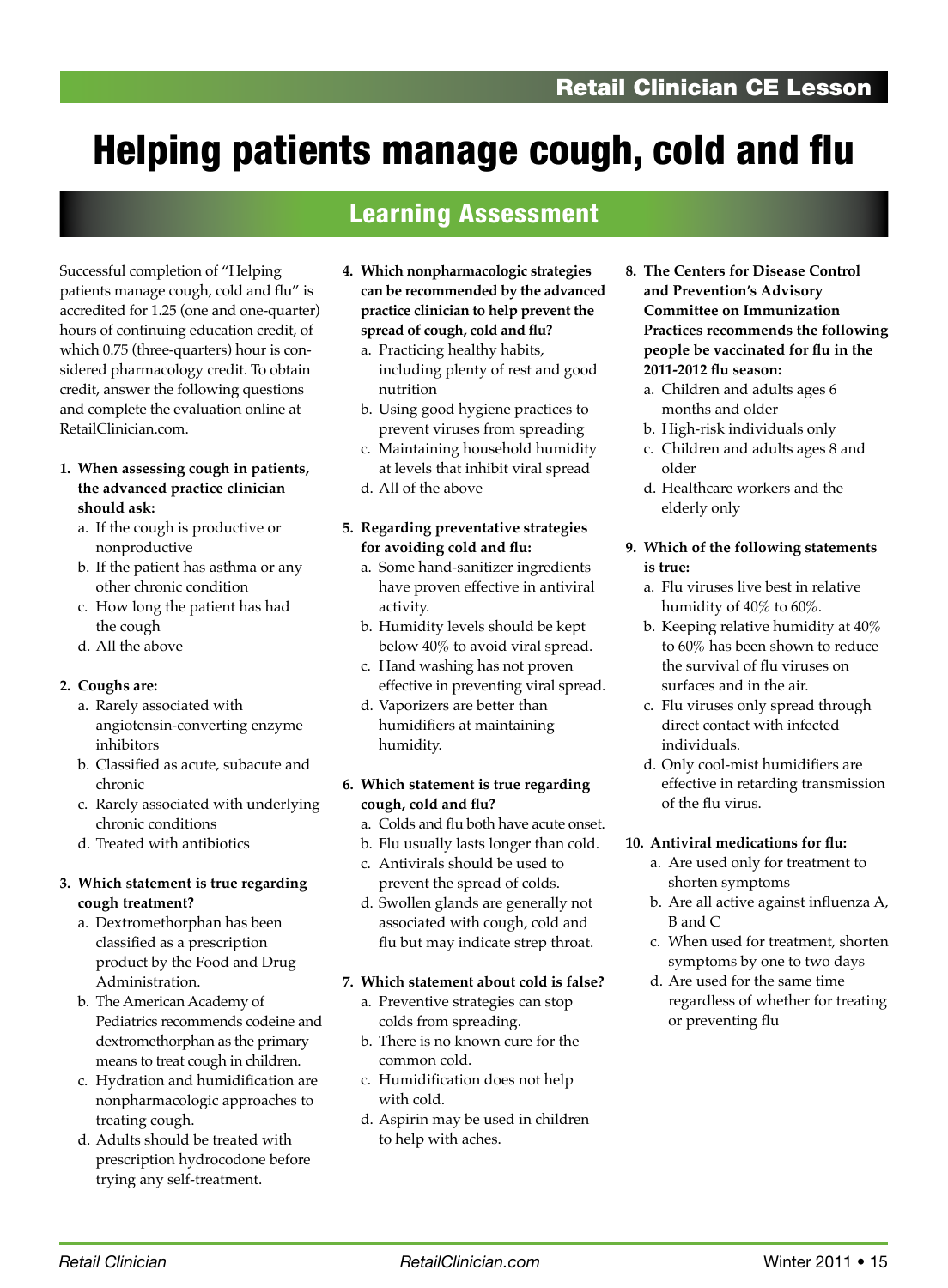# Helping patients manage cough, cold and flu

## Learning Assessment

Successful completion of "Helping patients manage cough, cold and flu" is accredited for 1.25 (one and one-quarter) hours of continuing education credit, of which 0.75 (three-quarters) hour is considered pharmacology credit. To obtain credit, answer the following questions and complete the evaluation online at RetailClinician.com.

**1. When assessing cough in patients, the advanced practice clinician should ask:**

a. If the cough is productive or nonproductive
b. If the patient has asthma or any other chronic condition
c. How long the patient has had the cough
d. All the above

**2. Coughs are:**

a. Rarely associated with angiotensin-converting enzyme inhibitors
b. Classified as acute, subacute and chronic
c. Rarely associated with underlying chronic conditions
d. Treated with antibiotics

**3. Which statement is true regarding cough treatment?**

a. Dextromethorphan has been classified as a prescription product by the Food and Drug Administration.
b. The American Academy of Pediatrics recommends codeine and dextromethorphan as the primary means to treat cough in children.
c. Hydration and humidification are nonpharmacologic approaches to treating cough.
d. Adults should be treated with prescription hydrocodone before trying any self-treatment.

**4. Which nonpharmacologic strategies can be recommended by the advanced practice clinician to help prevent the spread of cough, cold and flu?**

a. Practicing healthy habits, including plenty of rest and good nutrition
b. Using good hygiene practices to prevent viruses from spreading
c. Maintaining household humidity at levels that inhibit viral spread
d. All of the above

**5. Regarding preventative strategies for avoiding cold and flu:**

a. Some hand-sanitizer ingredients have proven effective in antiviral activity.
b. Humidity levels should be kept below 40% to avoid viral spread.
c. Hand washing has not proven effective in preventing viral spread.
d. Vaporizers are better than humidifiers at maintaining humidity.

**6. Which statement is true regarding cough, cold and flu?**

a. Colds and flu both have acute onset.
b. Flu usually lasts longer than cold.
c. Antivirals should be used to prevent the spread of colds.
d. Swollen glands are generally not associated with cough, cold and flu but may indicate strep throat.

**7. Which statement about cold is false?**

a. Preventive strategies can stop colds from spreading.
b. There is no known cure for the common cold.
c. Humidification does not help with cold.
d. Aspirin may be used in children to help with aches.

**8. The Centers for Disease Control and Prevention's Advisory Committee on Immunization Practices recommends the following people be vaccinated for flu in the 2011-2012 flu season:**

a. Children and adults ages 6 months and older
b. High-risk individuals only
c. Children and adults ages 8 and older
d. Healthcare workers and the elderly only

**9. Which of the following statements is true:**

a. Flu viruses live best in relative humidity of 40% to 60%.
b. Keeping relative humidity at 40% to 60% has been shown to reduce the survival of flu viruses on surfaces and in the air.
c. Flu viruses only spread through direct contact with infected individuals.
d. Only cool-mist humidifiers are effective in retarding transmission of the flu virus.

**10. Antiviral medications for flu:**

a. Are used only for treatment to shorten symptoms
b. Are all active against influenza A, B and C
c. When used for treatment, shorten symptoms by one to two days
d. Are used for the same time regardless of whether for treating or preventing flu